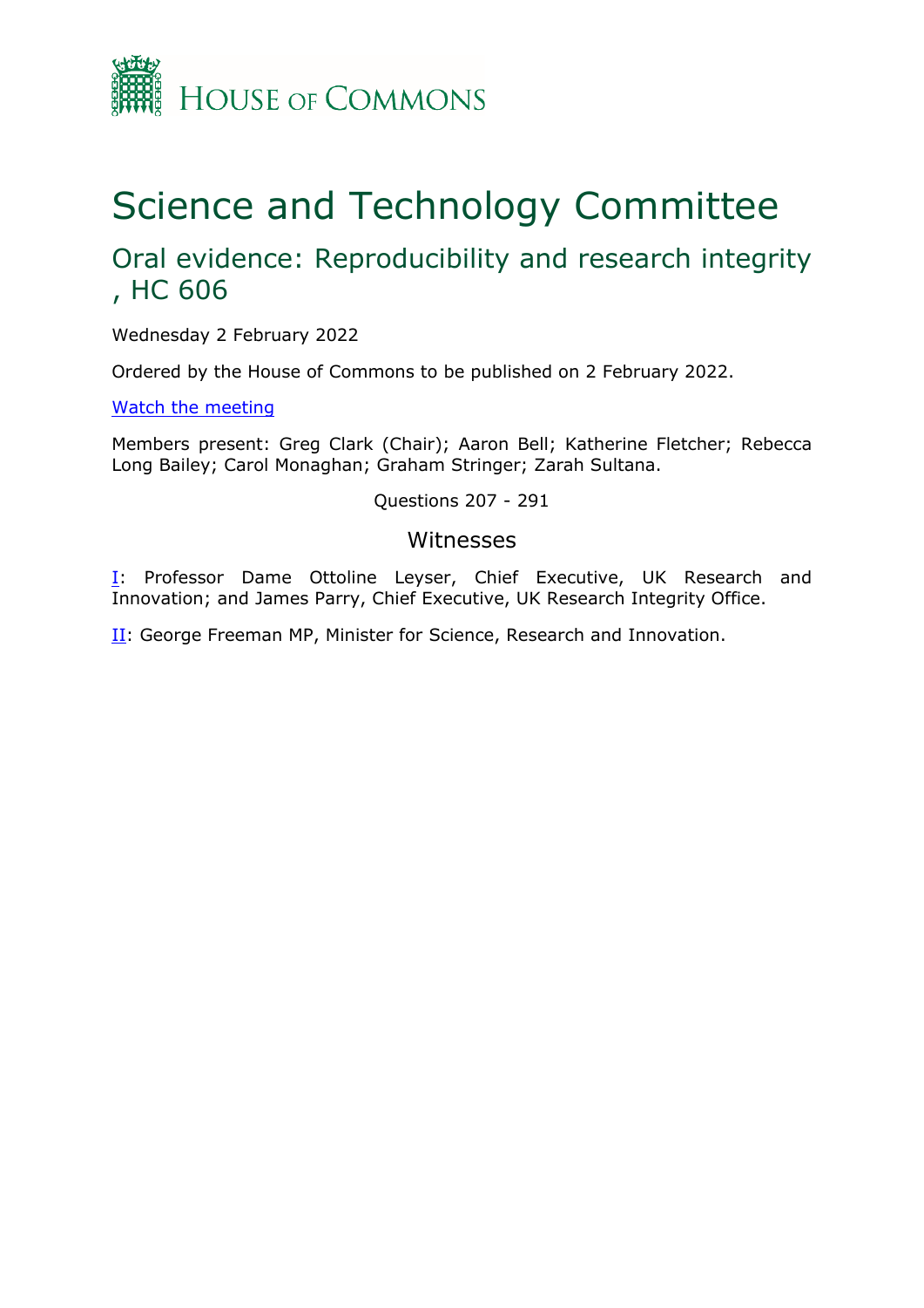House of Commons

# Science and Technology Committee

## Oral evidence: Reproducibility and research integrity, HC 606

Wednesday 2 February 2022

Ordered by the House of Commons to be published on 2 February 2022.

[Watch the meeting]()

Members present: Greg Clark (Chair); Aaron Bell; Katherine Fletcher; Rebecca Long Bailey; Carol Monaghan; Graham Stringer; Zarah Sultana.

Questions 207 - 291

### Witnesses

[I](): Professor Dame Ottoline Leyser, Chief Executive, UK Research and Innovation; and James Parry, Chief Executive, UK Research Integrity Office.

[II](): George Freeman MP, Minister for Science, Research and Innovation.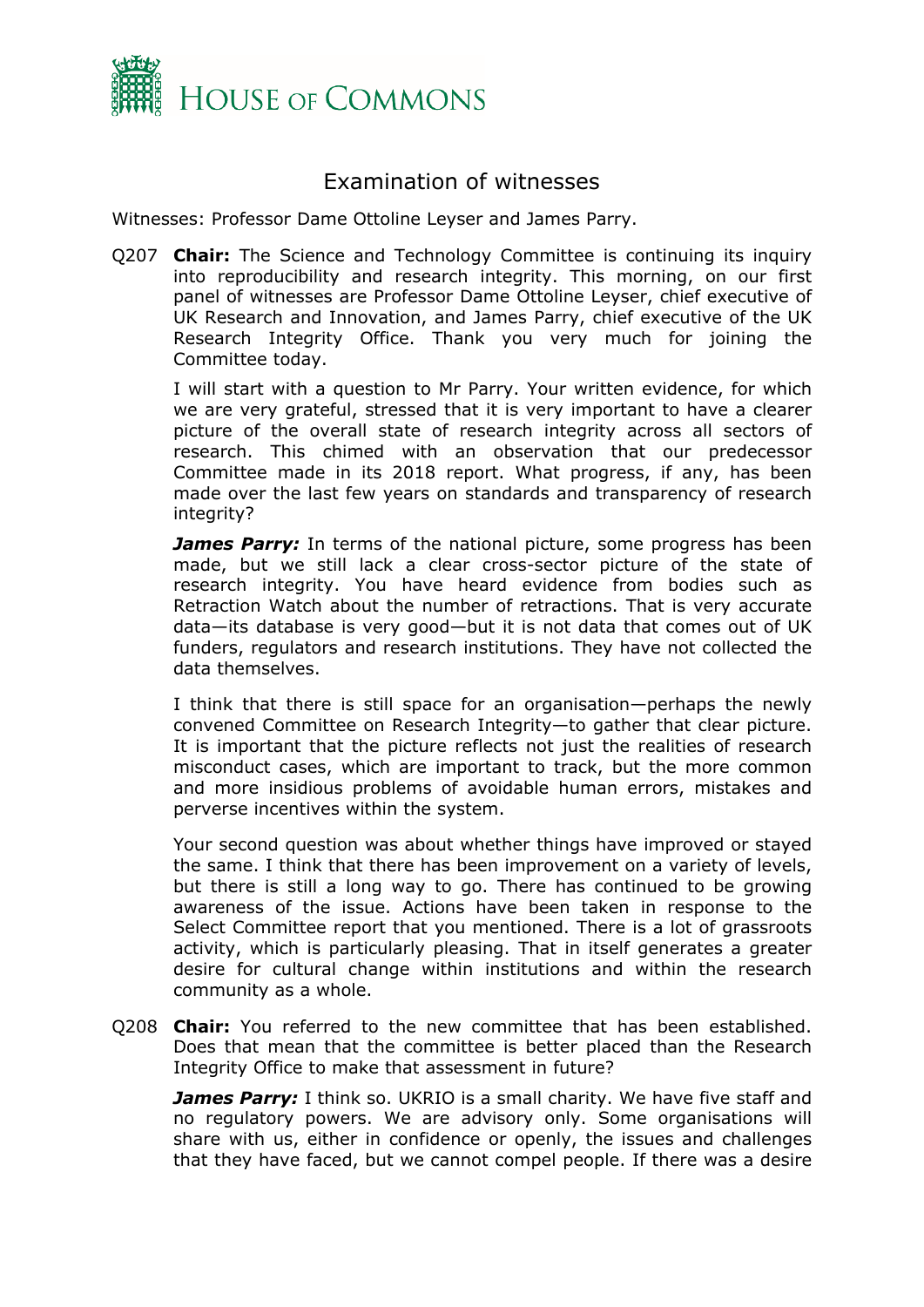## Examination of witnesses

Witnesses: Professor Dame Ottoline Leyser and James Parry.

Q207 **Chair:** The Science and Technology Committee is continuing its inquiry into reproducibility and research integrity. This morning, on our first panel of witnesses are Professor Dame Ottoline Leyser, chief executive of UK Research and Innovation, and James Parry, chief executive of the UK Research Integrity Office. Thank you very much for joining the Committee today.

I will start with a question to Mr Parry. Your written evidence, for which we are very grateful, stressed that it is very important to have a clearer picture of the overall state of research integrity across all sectors of research. This chimed with an observation that our predecessor Committee made in its 2018 report. What progress, if any, has been made over the last few years on standards and transparency of research integrity?

***James Parry:*** In terms of the national picture, some progress has been made, but we still lack a clear cross-sector picture of the state of research integrity. You have heard evidence from bodies such as Retraction Watch about the number of retractions. That is very accurate data—its database is very good—but it is not data that comes out of UK funders, regulators and research institutions. They have not collected the data themselves.

I think that there is still space for an organisation—perhaps the newly convened Committee on Research Integrity—to gather that clear picture. It is important that the picture reflects not just the realities of research misconduct cases, which are important to track, but the more common and more insidious problems of avoidable human errors, mistakes and perverse incentives within the system.

Your second question was about whether things have improved or stayed the same. I think that there has been improvement on a variety of levels, but there is still a long way to go. There has continued to be growing awareness of the issue. Actions have been taken in response to the Select Committee report that you mentioned. There is a lot of grassroots activity, which is particularly pleasing. That in itself generates a greater desire for cultural change within institutions and within the research community as a whole.

Q208 **Chair:** You referred to the new committee that has been established. Does that mean that the committee is better placed than the Research Integrity Office to make that assessment in future?

***James Parry:*** I think so. UKRIO is a small charity. We have five staff and no regulatory powers. We are advisory only. Some organisations will share with us, either in confidence or openly, the issues and challenges that they have faced, but we cannot compel people. If there was a desire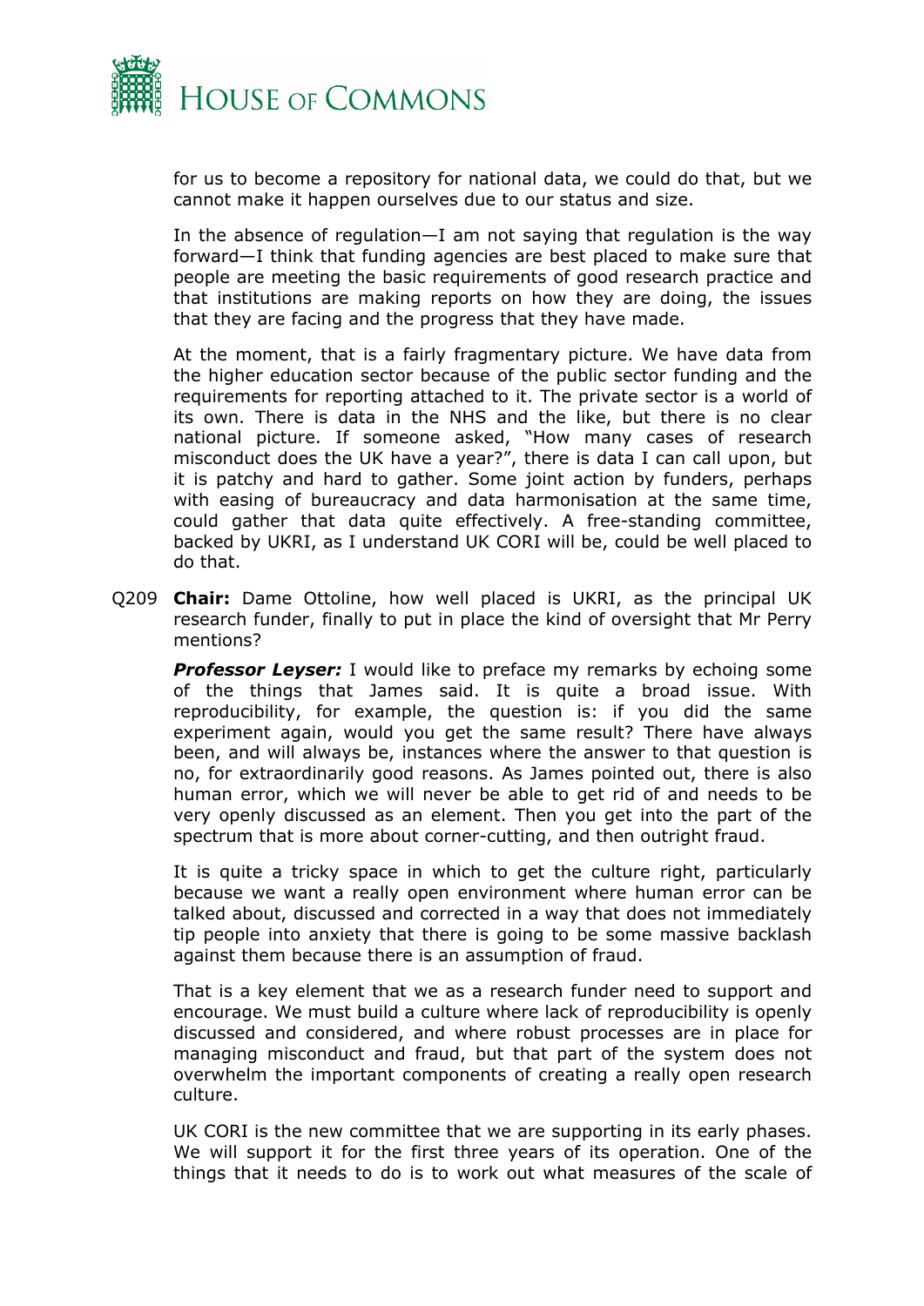for us to become a repository for national data, we could do that, but we cannot make it happen ourselves due to our status and size.

In the absence of regulation—I am not saying that regulation is the way forward—I think that funding agencies are best placed to make sure that people are meeting the basic requirements of good research practice and that institutions are making reports on how they are doing, the issues that they are facing and the progress that they have made.

At the moment, that is a fairly fragmentary picture. We have data from the higher education sector because of the public sector funding and the requirements for reporting attached to it. The private sector is a world of its own. There is data in the NHS and the like, but there is no clear national picture. If someone asked, "How many cases of research misconduct does the UK have a year?", there is data I can call upon, but it is patchy and hard to gather. Some joint action by funders, perhaps with easing of bureaucracy and data harmonisation at the same time, could gather that data quite effectively. A free-standing committee, backed by UKRI, as I understand UK CORI will be, could be well placed to do that.

Q209 **Chair:** Dame Ottoline, how well placed is UKRI, as the principal UK research funder, finally to put in place the kind of oversight that Mr Perry mentions?

***Professor Leyser:*** I would like to preface my remarks by echoing some of the things that James said. It is quite a broad issue. With reproducibility, for example, the question is: if you did the same experiment again, would you get the same result? There have always been, and will always be, instances where the answer to that question is no, for extraordinarily good reasons. As James pointed out, there is also human error, which we will never be able to get rid of and needs to be very openly discussed as an element. Then you get into the part of the spectrum that is more about corner-cutting, and then outright fraud.

It is quite a tricky space in which to get the culture right, particularly because we want a really open environment where human error can be talked about, discussed and corrected in a way that does not immediately tip people into anxiety that there is going to be some massive backlash against them because there is an assumption of fraud.

That is a key element that we as a research funder need to support and encourage. We must build a culture where lack of reproducibility is openly discussed and considered, and where robust processes are in place for managing misconduct and fraud, but that part of the system does not overwhelm the important components of creating a really open research culture.

UK CORI is the new committee that we are supporting in its early phases. We will support it for the first three years of its operation. One of the things that it needs to do is to work out what measures of the scale of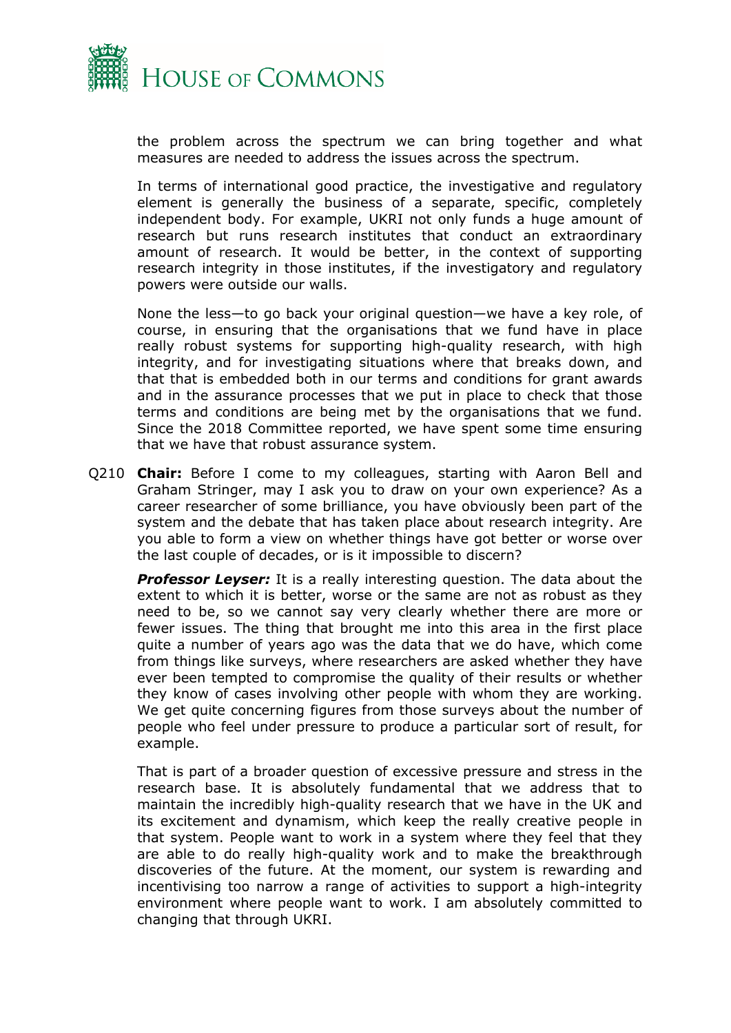the problem across the spectrum we can bring together and what measures are needed to address the issues across the spectrum.

In terms of international good practice, the investigative and regulatory element is generally the business of a separate, specific, completely independent body. For example, UKRI not only funds a huge amount of research but runs research institutes that conduct an extraordinary amount of research. It would be better, in the context of supporting research integrity in those institutes, if the investigatory and regulatory powers were outside our walls.

None the less—to go back your original question—we have a key role, of course, in ensuring that the organisations that we fund have in place really robust systems for supporting high-quality research, with high integrity, and for investigating situations where that breaks down, and that that is embedded both in our terms and conditions for grant awards and in the assurance processes that we put in place to check that those terms and conditions are being met by the organisations that we fund. Since the 2018 Committee reported, we have spent some time ensuring that we have that robust assurance system.

Q210 **Chair:** Before I come to my colleagues, starting with Aaron Bell and Graham Stringer, may I ask you to draw on your own experience? As a career researcher of some brilliance, you have obviously been part of the system and the debate that has taken place about research integrity. Are you able to form a view on whether things have got better or worse over the last couple of decades, or is it impossible to discern?

***Professor Leyser:*** It is a really interesting question. The data about the extent to which it is better, worse or the same are not as robust as they need to be, so we cannot say very clearly whether there are more or fewer issues. The thing that brought me into this area in the first place quite a number of years ago was the data that we do have, which come from things like surveys, where researchers are asked whether they have ever been tempted to compromise the quality of their results or whether they know of cases involving other people with whom they are working. We get quite concerning figures from those surveys about the number of people who feel under pressure to produce a particular sort of result, for example.

That is part of a broader question of excessive pressure and stress in the research base. It is absolutely fundamental that we address that to maintain the incredibly high-quality research that we have in the UK and its excitement and dynamism, which keep the really creative people in that system. People want to work in a system where they feel that they are able to do really high-quality work and to make the breakthrough discoveries of the future. At the moment, our system is rewarding and incentivising too narrow a range of activities to support a high-integrity environment where people want to work. I am absolutely committed to changing that through UKRI.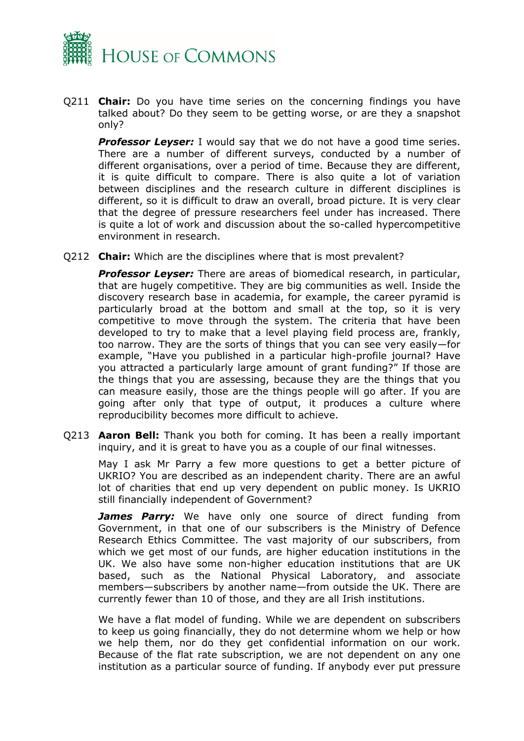Q211 **Chair:** Do you have time series on the concerning findings you have talked about? Do they seem to be getting worse, or are they a snapshot only?

***Professor Leyser:*** I would say that we do not have a good time series. There are a number of different surveys, conducted by a number of different organisations, over a period of time. Because they are different, it is quite difficult to compare. There is also quite a lot of variation between disciplines and the research culture in different disciplines is different, so it is difficult to draw an overall, broad picture. It is very clear that the degree of pressure researchers feel under has increased. There is quite a lot of work and discussion about the so-called hypercompetitive environment in research.

Q212 **Chair:** Which are the disciplines where that is most prevalent?

***Professor Leyser:*** There are areas of biomedical research, in particular, that are hugely competitive. They are big communities as well. Inside the discovery research base in academia, for example, the career pyramid is particularly broad at the bottom and small at the top, so it is very competitive to move through the system. The criteria that have been developed to try to make that a level playing field process are, frankly, too narrow. They are the sorts of things that you can see very easily—for example, "Have you published in a particular high-profile journal? Have you attracted a particularly large amount of grant funding?" If those are the things that you are assessing, because they are the things that you can measure easily, those are the things people will go after. If you are going after only that type of output, it produces a culture where reproducibility becomes more difficult to achieve.

Q213 **Aaron Bell:** Thank you both for coming. It has been a really important inquiry, and it is great to have you as a couple of our final witnesses.

May I ask Mr Parry a few more questions to get a better picture of UKRIO? You are described as an independent charity. There are an awful lot of charities that end up very dependent on public money. Is UKRIO still financially independent of Government?

***James Parry:*** We have only one source of direct funding from Government, in that one of our subscribers is the Ministry of Defence Research Ethics Committee. The vast majority of our subscribers, from which we get most of our funds, are higher education institutions in the UK. We also have some non-higher education institutions that are UK based, such as the National Physical Laboratory, and associate members—subscribers by another name—from outside the UK. There are currently fewer than 10 of those, and they are all Irish institutions.

We have a flat model of funding. While we are dependent on subscribers to keep us going financially, they do not determine whom we help or how we help them, nor do they get confidential information on our work. Because of the flat rate subscription, we are not dependent on any one institution as a particular source of funding. If anybody ever put pressure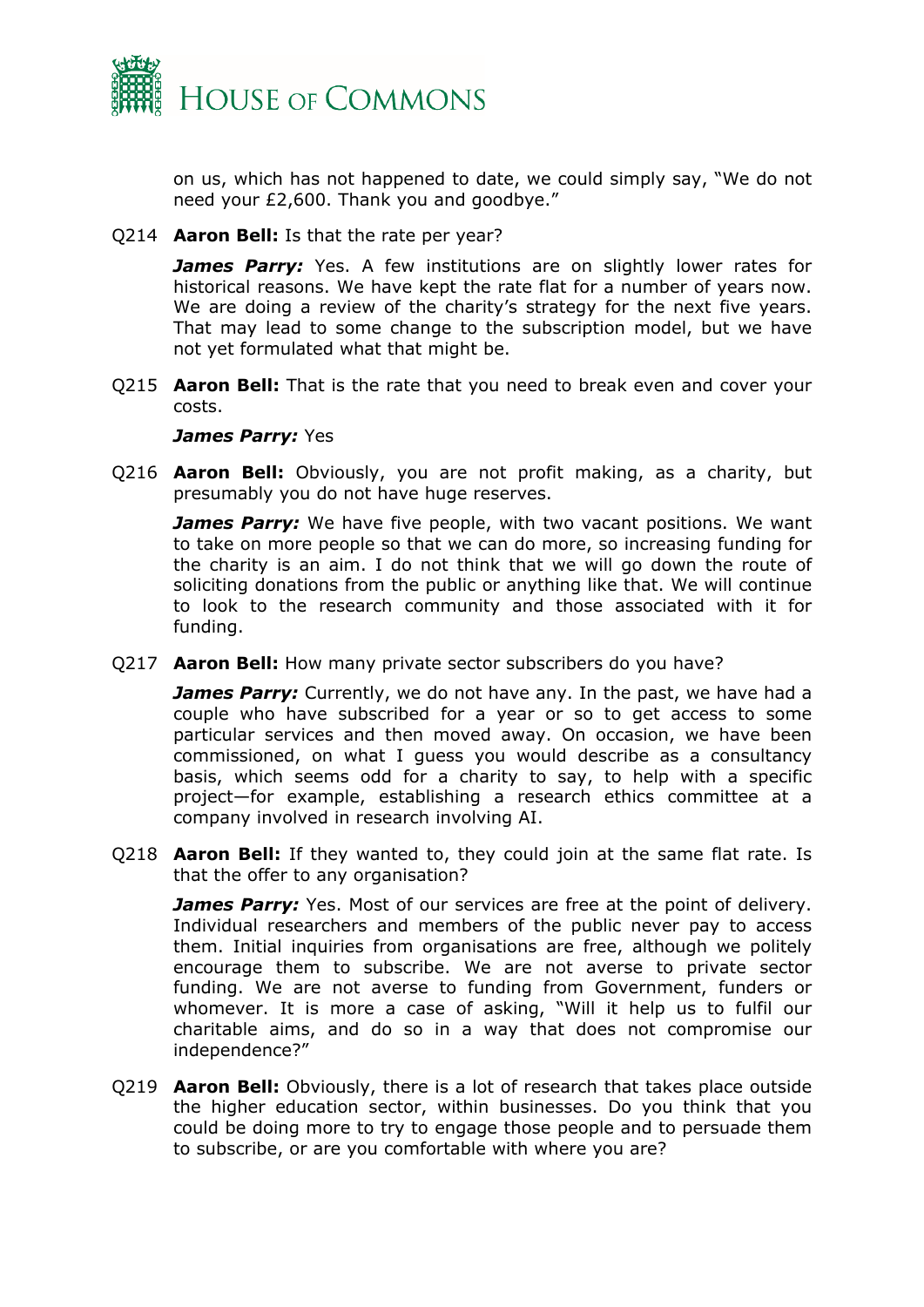on us, which has not happened to date, we could simply say, "We do not need your £2,600. Thank you and goodbye."

Q214 **Aaron Bell:** Is that the rate per year?

***James Parry:*** Yes. A few institutions are on slightly lower rates for historical reasons. We have kept the rate flat for a number of years now. We are doing a review of the charity's strategy for the next five years. That may lead to some change to the subscription model, but we have not yet formulated what that might be.

Q215 **Aaron Bell:** That is the rate that you need to break even and cover your costs.

***James Parry:*** Yes

Q216 **Aaron Bell:** Obviously, you are not profit making, as a charity, but presumably you do not have huge reserves.

***James Parry:*** We have five people, with two vacant positions. We want to take on more people so that we can do more, so increasing funding for the charity is an aim. I do not think that we will go down the route of soliciting donations from the public or anything like that. We will continue to look to the research community and those associated with it for funding.

Q217 **Aaron Bell:** How many private sector subscribers do you have?

***James Parry:*** Currently, we do not have any. In the past, we have had a couple who have subscribed for a year or so to get access to some particular services and then moved away. On occasion, we have been commissioned, on what I guess you would describe as a consultancy basis, which seems odd for a charity to say, to help with a specific project—for example, establishing a research ethics committee at a company involved in research involving AI.

Q218 **Aaron Bell:** If they wanted to, they could join at the same flat rate. Is that the offer to any organisation?

***James Parry:*** Yes. Most of our services are free at the point of delivery. Individual researchers and members of the public never pay to access them. Initial inquiries from organisations are free, although we politely encourage them to subscribe. We are not averse to private sector funding. We are not averse to funding from Government, funders or whomever. It is more a case of asking, "Will it help us to fulfil our charitable aims, and do so in a way that does not compromise our independence?"

Q219 **Aaron Bell:** Obviously, there is a lot of research that takes place outside the higher education sector, within businesses. Do you think that you could be doing more to try to engage those people and to persuade them to subscribe, or are you comfortable with where you are?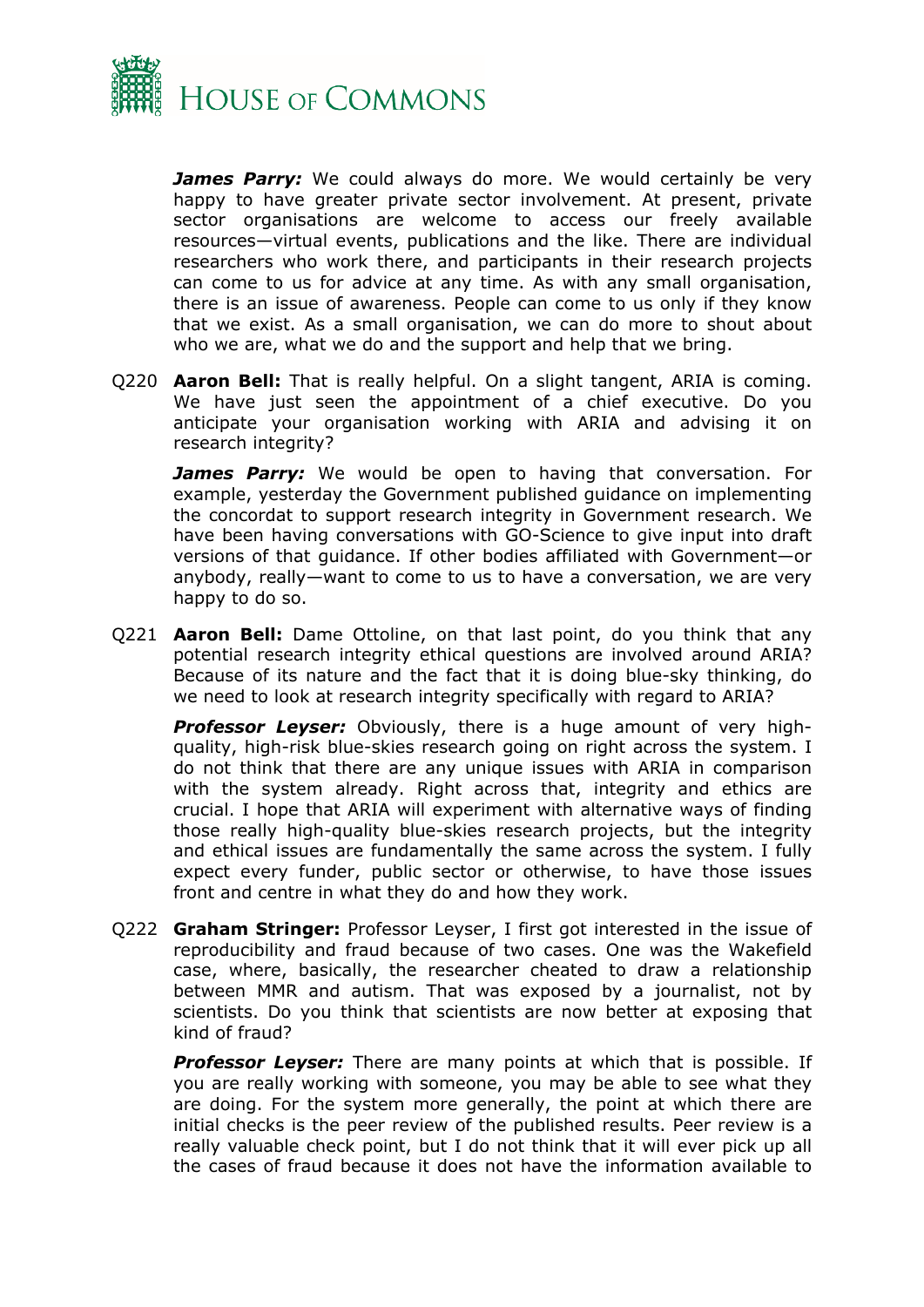***James Parry:*** We could always do more. We would certainly be very happy to have greater private sector involvement. At present, private sector organisations are welcome to access our freely available resources—virtual events, publications and the like. There are individual researchers who work there, and participants in their research projects can come to us for advice at any time. As with any small organisation, there is an issue of awareness. People can come to us only if they know that we exist. As a small organisation, we can do more to shout about who we are, what we do and the support and help that we bring.

Q220 **Aaron Bell:** That is really helpful. On a slight tangent, ARIA is coming. We have just seen the appointment of a chief executive. Do you anticipate your organisation working with ARIA and advising it on research integrity?

***James Parry:*** We would be open to having that conversation. For example, yesterday the Government published guidance on implementing the concordat to support research integrity in Government research. We have been having conversations with GO-Science to give input into draft versions of that guidance. If other bodies affiliated with Government—or anybody, really—want to come to us to have a conversation, we are very happy to do so.

Q221 **Aaron Bell:** Dame Ottoline, on that last point, do you think that any potential research integrity ethical questions are involved around ARIA? Because of its nature and the fact that it is doing blue-sky thinking, do we need to look at research integrity specifically with regard to ARIA?

***Professor Leyser:*** Obviously, there is a huge amount of very high-quality, high-risk blue-skies research going on right across the system. I do not think that there are any unique issues with ARIA in comparison with the system already. Right across that, integrity and ethics are crucial. I hope that ARIA will experiment with alternative ways of finding those really high-quality blue-skies research projects, but the integrity and ethical issues are fundamentally the same across the system. I fully expect every funder, public sector or otherwise, to have those issues front and centre in what they do and how they work.

Q222 **Graham Stringer:** Professor Leyser, I first got interested in the issue of reproducibility and fraud because of two cases. One was the Wakefield case, where, basically, the researcher cheated to draw a relationship between MMR and autism. That was exposed by a journalist, not by scientists. Do you think that scientists are now better at exposing that kind of fraud?

***Professor Leyser:*** There are many points at which that is possible. If you are really working with someone, you may be able to see what they are doing. For the system more generally, the point at which there are initial checks is the peer review of the published results. Peer review is a really valuable check point, but I do not think that it will ever pick up all the cases of fraud because it does not have the information available to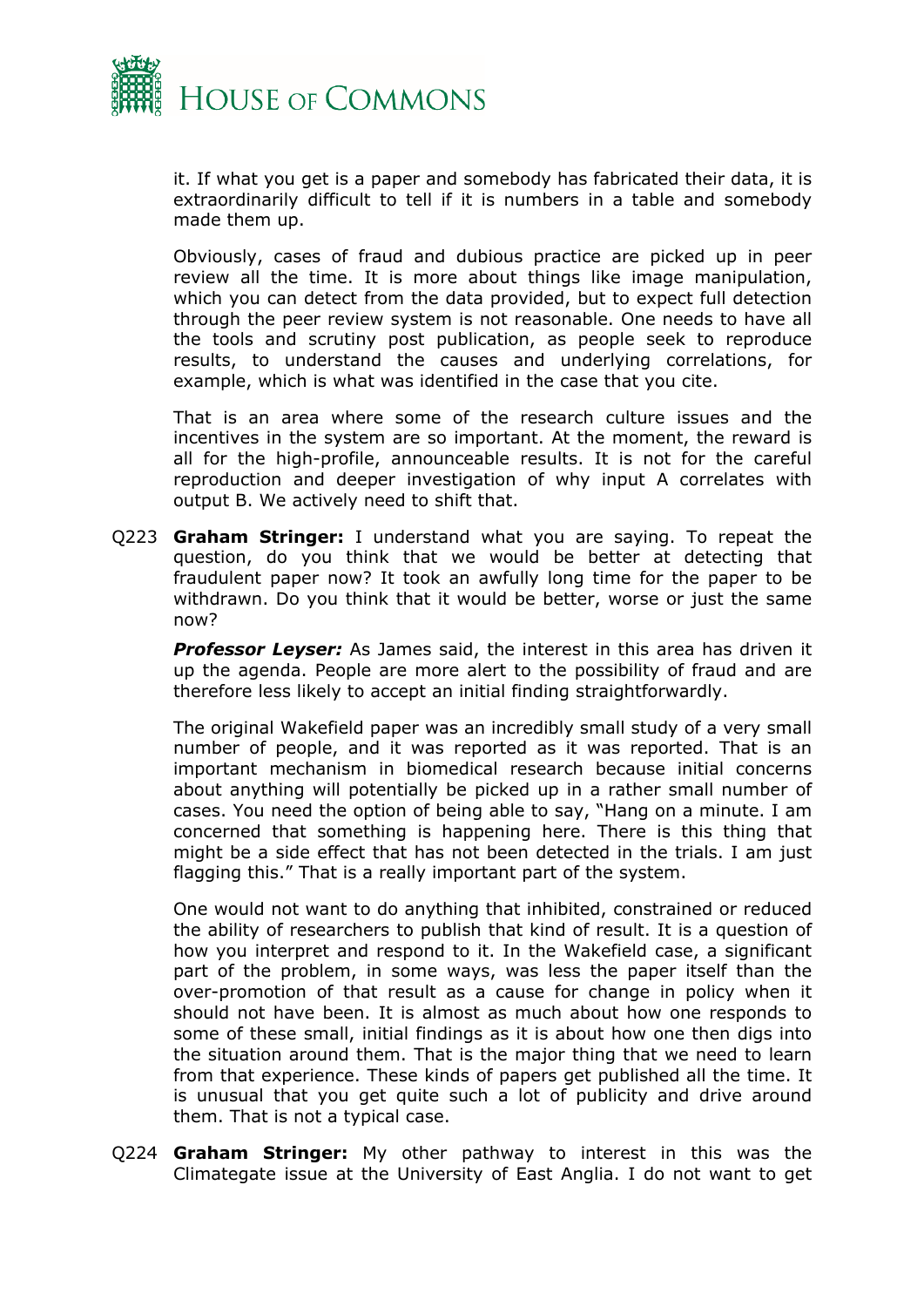it. If what you get is a paper and somebody has fabricated their data, it is extraordinarily difficult to tell if it is numbers in a table and somebody made them up.

Obviously, cases of fraud and dubious practice are picked up in peer review all the time. It is more about things like image manipulation, which you can detect from the data provided, but to expect full detection through the peer review system is not reasonable. One needs to have all the tools and scrutiny post publication, as people seek to reproduce results, to understand the causes and underlying correlations, for example, which is what was identified in the case that you cite.

That is an area where some of the research culture issues and the incentives in the system are so important. At the moment, the reward is all for the high-profile, announceable results. It is not for the careful reproduction and deeper investigation of why input A correlates with output B. We actively need to shift that.

Q223 **Graham Stringer:** I understand what you are saying. To repeat the question, do you think that we would be better at detecting that fraudulent paper now? It took an awfully long time for the paper to be withdrawn. Do you think that it would be better, worse or just the same now?

***Professor Leyser:*** As James said, the interest in this area has driven it up the agenda. People are more alert to the possibility of fraud and are therefore less likely to accept an initial finding straightforwardly.

The original Wakefield paper was an incredibly small study of a very small number of people, and it was reported as it was reported. That is an important mechanism in biomedical research because initial concerns about anything will potentially be picked up in a rather small number of cases. You need the option of being able to say, "Hang on a minute. I am concerned that something is happening here. There is this thing that might be a side effect that has not been detected in the trials. I am just flagging this." That is a really important part of the system.

One would not want to do anything that inhibited, constrained or reduced the ability of researchers to publish that kind of result. It is a question of how you interpret and respond to it. In the Wakefield case, a significant part of the problem, in some ways, was less the paper itself than the over-promotion of that result as a cause for change in policy when it should not have been. It is almost as much about how one responds to some of these small, initial findings as it is about how one then digs into the situation around them. That is the major thing that we need to learn from that experience. These kinds of papers get published all the time. It is unusual that you get quite such a lot of publicity and drive around them. That is not a typical case.

Q224 **Graham Stringer:** My other pathway to interest in this was the Climategate issue at the University of East Anglia. I do not want to get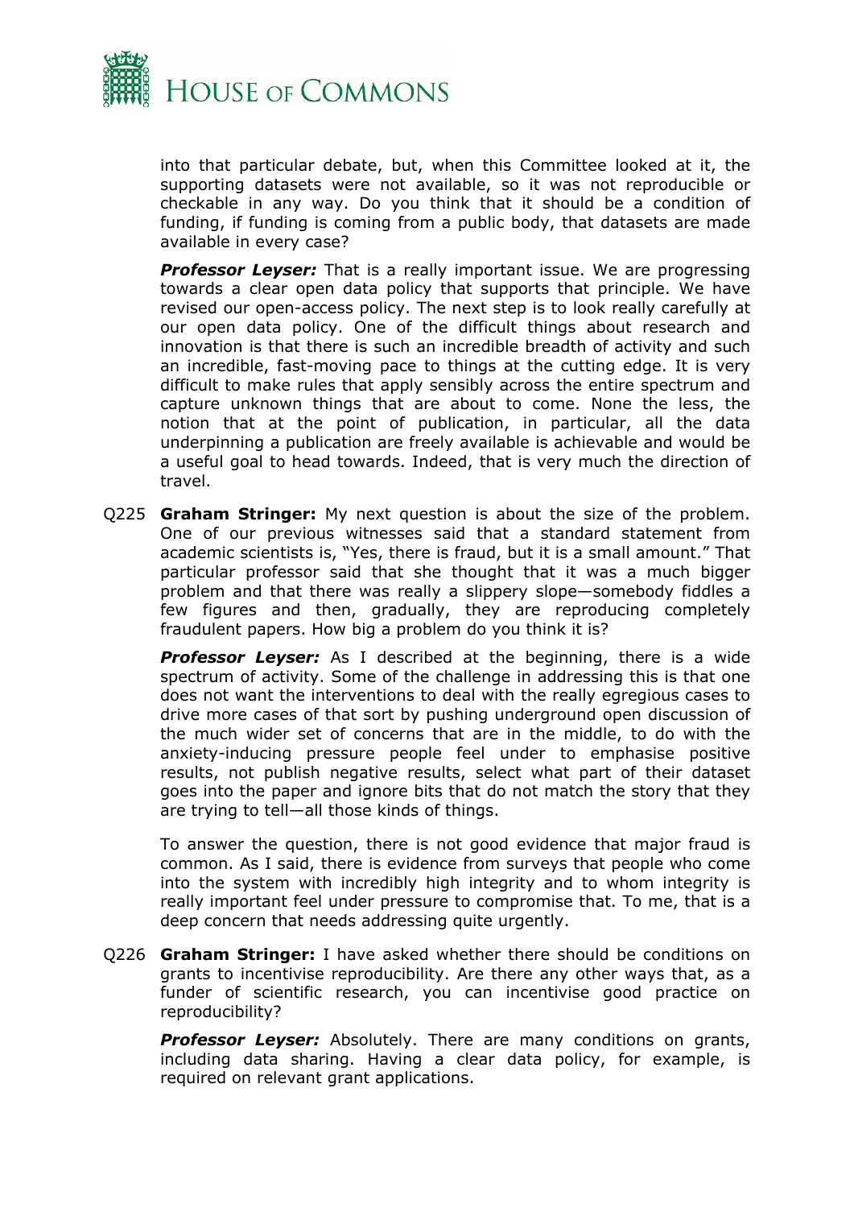into that particular debate, but, when this Committee looked at it, the supporting datasets were not available, so it was not reproducible or checkable in any way. Do you think that it should be a condition of funding, if funding is coming from a public body, that datasets are made available in every case?

***Professor Leyser:*** That is a really important issue. We are progressing towards a clear open data policy that supports that principle. We have revised our open-access policy. The next step is to look really carefully at our open data policy. One of the difficult things about research and innovation is that there is such an incredible breadth of activity and such an incredible, fast-moving pace to things at the cutting edge. It is very difficult to make rules that apply sensibly across the entire spectrum and capture unknown things that are about to come. None the less, the notion that at the point of publication, in particular, all the data underpinning a publication are freely available is achievable and would be a useful goal to head towards. Indeed, that is very much the direction of travel.

Q225 **Graham Stringer:** My next question is about the size of the problem. One of our previous witnesses said that a standard statement from academic scientists is, "Yes, there is fraud, but it is a small amount." That particular professor said that she thought that it was a much bigger problem and that there was really a slippery slope—somebody fiddles a few figures and then, gradually, they are reproducing completely fraudulent papers. How big a problem do you think it is?

***Professor Leyser:*** As I described at the beginning, there is a wide spectrum of activity. Some of the challenge in addressing this is that one does not want the interventions to deal with the really egregious cases to drive more cases of that sort by pushing underground open discussion of the much wider set of concerns that are in the middle, to do with the anxiety-inducing pressure people feel under to emphasise positive results, not publish negative results, select what part of their dataset goes into the paper and ignore bits that do not match the story that they are trying to tell—all those kinds of things.

To answer the question, there is not good evidence that major fraud is common. As I said, there is evidence from surveys that people who come into the system with incredibly high integrity and to whom integrity is really important feel under pressure to compromise that. To me, that is a deep concern that needs addressing quite urgently.

Q226 **Graham Stringer:** I have asked whether there should be conditions on grants to incentivise reproducibility. Are there any other ways that, as a funder of scientific research, you can incentivise good practice on reproducibility?

***Professor Leyser:*** Absolutely. There are many conditions on grants, including data sharing. Having a clear data policy, for example, is required on relevant grant applications.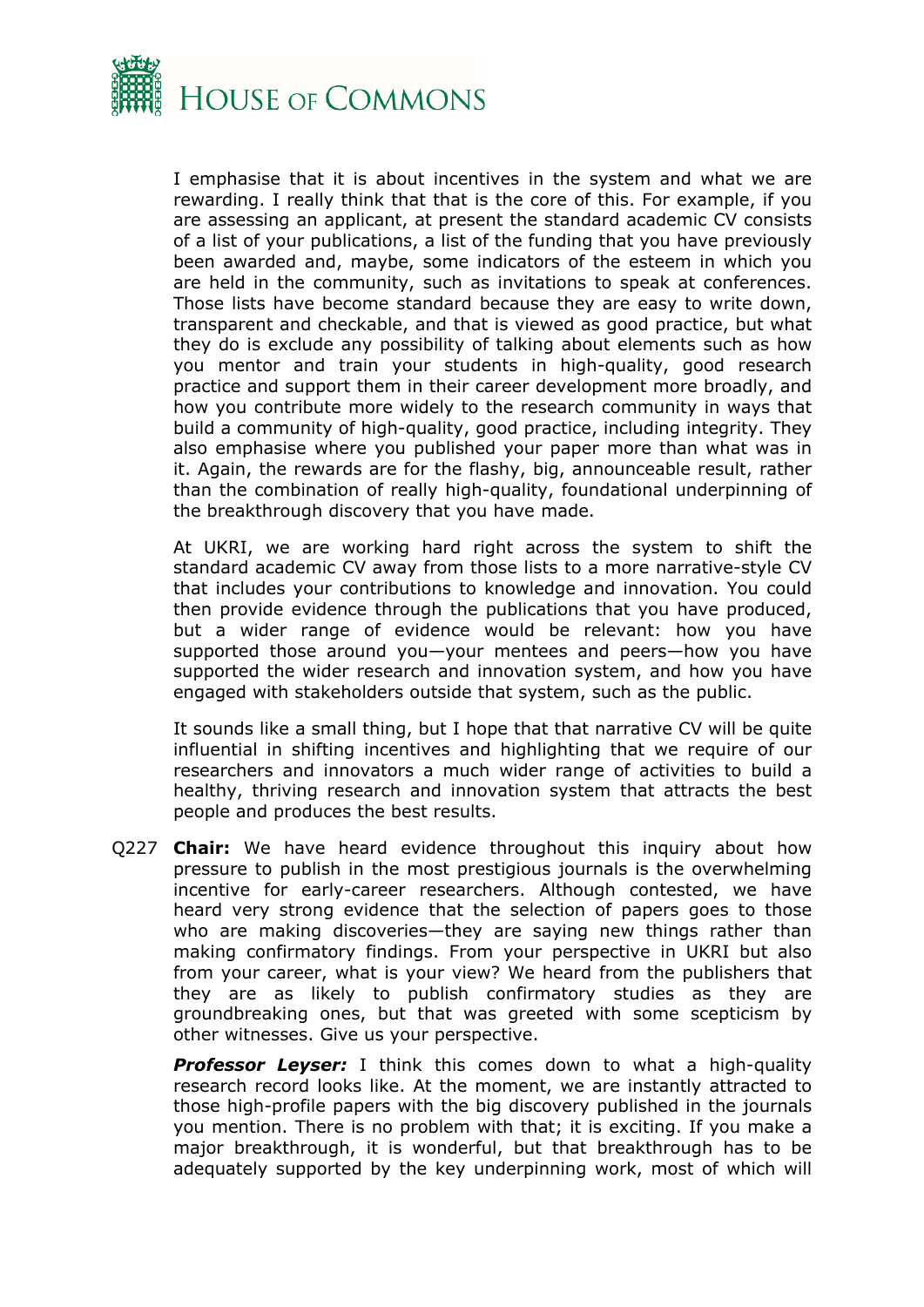I emphasise that it is about incentives in the system and what we are rewarding. I really think that that is the core of this. For example, if you are assessing an applicant, at present the standard academic CV consists of a list of your publications, a list of the funding that you have previously been awarded and, maybe, some indicators of the esteem in which you are held in the community, such as invitations to speak at conferences. Those lists have become standard because they are easy to write down, transparent and checkable, and that is viewed as good practice, but what they do is exclude any possibility of talking about elements such as how you mentor and train your students in high-quality, good research practice and support them in their career development more broadly, and how you contribute more widely to the research community in ways that build a community of high-quality, good practice, including integrity. They also emphasise where you published your paper more than what was in it. Again, the rewards are for the flashy, big, announceable result, rather than the combination of really high-quality, foundational underpinning of the breakthrough discovery that you have made.

At UKRI, we are working hard right across the system to shift the standard academic CV away from those lists to a more narrative-style CV that includes your contributions to knowledge and innovation. You could then provide evidence through the publications that you have produced, but a wider range of evidence would be relevant: how you have supported those around you—your mentees and peers—how you have supported the wider research and innovation system, and how you have engaged with stakeholders outside that system, such as the public.

It sounds like a small thing, but I hope that that narrative CV will be quite influential in shifting incentives and highlighting that we require of our researchers and innovators a much wider range of activities to build a healthy, thriving research and innovation system that attracts the best people and produces the best results.

Q227 **Chair:** We have heard evidence throughout this inquiry about how pressure to publish in the most prestigious journals is the overwhelming incentive for early-career researchers. Although contested, we have heard very strong evidence that the selection of papers goes to those who are making discoveries—they are saying new things rather than making confirmatory findings. From your perspective in UKRI but also from your career, what is your view? We heard from the publishers that they are as likely to publish confirmatory studies as they are groundbreaking ones, but that was greeted with some scepticism by other witnesses. Give us your perspective.

***Professor Leyser:*** I think this comes down to what a high-quality research record looks like. At the moment, we are instantly attracted to those high-profile papers with the big discovery published in the journals you mention. There is no problem with that; it is exciting. If you make a major breakthrough, it is wonderful, but that breakthrough has to be adequately supported by the key underpinning work, most of which will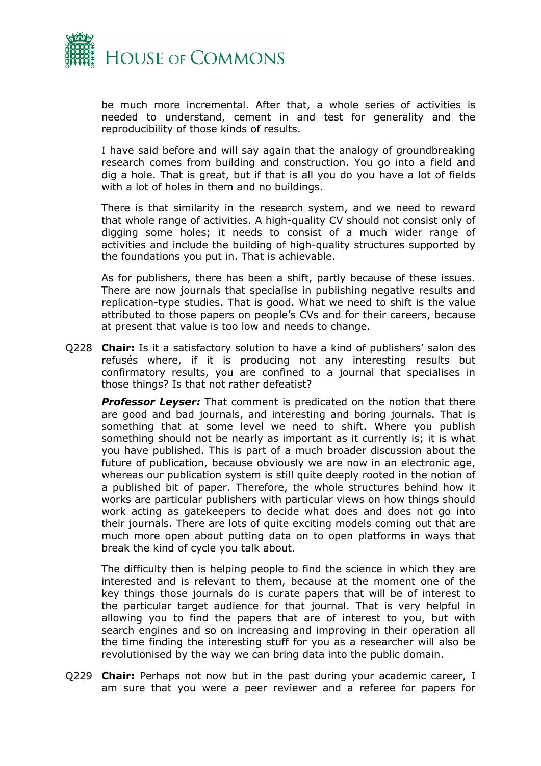be much more incremental. After that, a whole series of activities is needed to understand, cement in and test for generality and the reproducibility of those kinds of results.

I have said before and will say again that the analogy of groundbreaking research comes from building and construction. You go into a field and dig a hole. That is great, but if that is all you do you have a lot of fields with a lot of holes in them and no buildings.

There is that similarity in the research system, and we need to reward that whole range of activities. A high-quality CV should not consist only of digging some holes; it needs to consist of a much wider range of activities and include the building of high-quality structures supported by the foundations you put in. That is achievable.

As for publishers, there has been a shift, partly because of these issues. There are now journals that specialise in publishing negative results and replication-type studies. That is good. What we need to shift is the value attributed to those papers on people's CVs and for their careers, because at present that value is too low and needs to change.

Q228 **Chair:** Is it a satisfactory solution to have a kind of publishers' salon des refusés where, if it is producing not any interesting results but confirmatory results, you are confined to a journal that specialises in those things? Is that not rather defeatist?

***Professor Leyser:*** That comment is predicated on the notion that there are good and bad journals, and interesting and boring journals. That is something that at some level we need to shift. Where you publish something should not be nearly as important as it currently is; it is what you have published. This is part of a much broader discussion about the future of publication, because obviously we are now in an electronic age, whereas our publication system is still quite deeply rooted in the notion of a published bit of paper. Therefore, the whole structures behind how it works are particular publishers with particular views on how things should work acting as gatekeepers to decide what does and does not go into their journals. There are lots of quite exciting models coming out that are much more open about putting data on to open platforms in ways that break the kind of cycle you talk about.

The difficulty then is helping people to find the science in which they are interested and is relevant to them, because at the moment one of the key things those journals do is curate papers that will be of interest to the particular target audience for that journal. That is very helpful in allowing you to find the papers that are of interest to you, but with search engines and so on increasing and improving in their operation all the time finding the interesting stuff for you as a researcher will also be revolutionised by the way we can bring data into the public domain.

Q229 **Chair:** Perhaps not now but in the past during your academic career, I am sure that you were a peer reviewer and a referee for papers for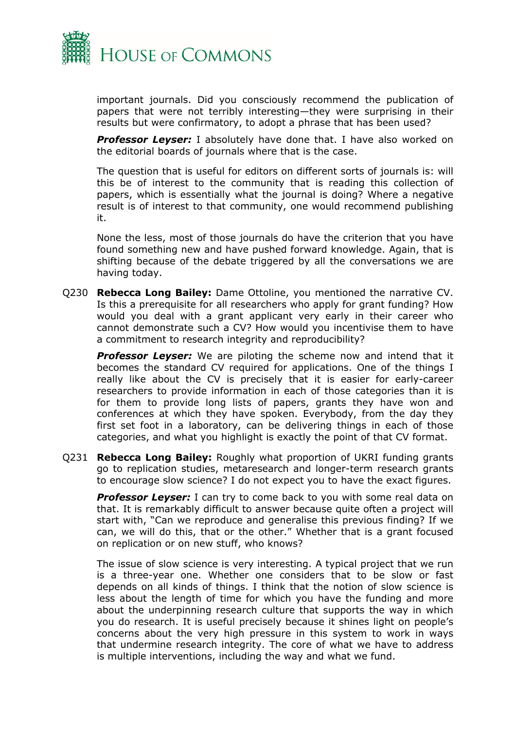important journals. Did you consciously recommend the publication of papers that were not terribly interesting—they were surprising in their results but were confirmatory, to adopt a phrase that has been used?

***Professor Leyser:*** I absolutely have done that. I have also worked on the editorial boards of journals where that is the case.

The question that is useful for editors on different sorts of journals is: will this be of interest to the community that is reading this collection of papers, which is essentially what the journal is doing? Where a negative result is of interest to that community, one would recommend publishing it.

None the less, most of those journals do have the criterion that you have found something new and have pushed forward knowledge. Again, that is shifting because of the debate triggered by all the conversations we are having today.

Q230 **Rebecca Long Bailey:** Dame Ottoline, you mentioned the narrative CV. Is this a prerequisite for all researchers who apply for grant funding? How would you deal with a grant applicant very early in their career who cannot demonstrate such a CV? How would you incentivise them to have a commitment to research integrity and reproducibility?

***Professor Leyser:*** We are piloting the scheme now and intend that it becomes the standard CV required for applications. One of the things I really like about the CV is precisely that it is easier for early-career researchers to provide information in each of those categories than it is for them to provide long lists of papers, grants they have won and conferences at which they have spoken. Everybody, from the day they first set foot in a laboratory, can be delivering things in each of those categories, and what you highlight is exactly the point of that CV format.

Q231 **Rebecca Long Bailey:** Roughly what proportion of UKRI funding grants go to replication studies, metaresearch and longer-term research grants to encourage slow science? I do not expect you to have the exact figures.

***Professor Leyser:*** I can try to come back to you with some real data on that. It is remarkably difficult to answer because quite often a project will start with, "Can we reproduce and generalise this previous finding? If we can, we will do this, that or the other." Whether that is a grant focused on replication or on new stuff, who knows?

The issue of slow science is very interesting. A typical project that we run is a three-year one. Whether one considers that to be slow or fast depends on all kinds of things. I think that the notion of slow science is less about the length of time for which you have the funding and more about the underpinning research culture that supports the way in which you do research. It is useful precisely because it shines light on people's concerns about the very high pressure in this system to work in ways that undermine research integrity. The core of what we have to address is multiple interventions, including the way and what we fund.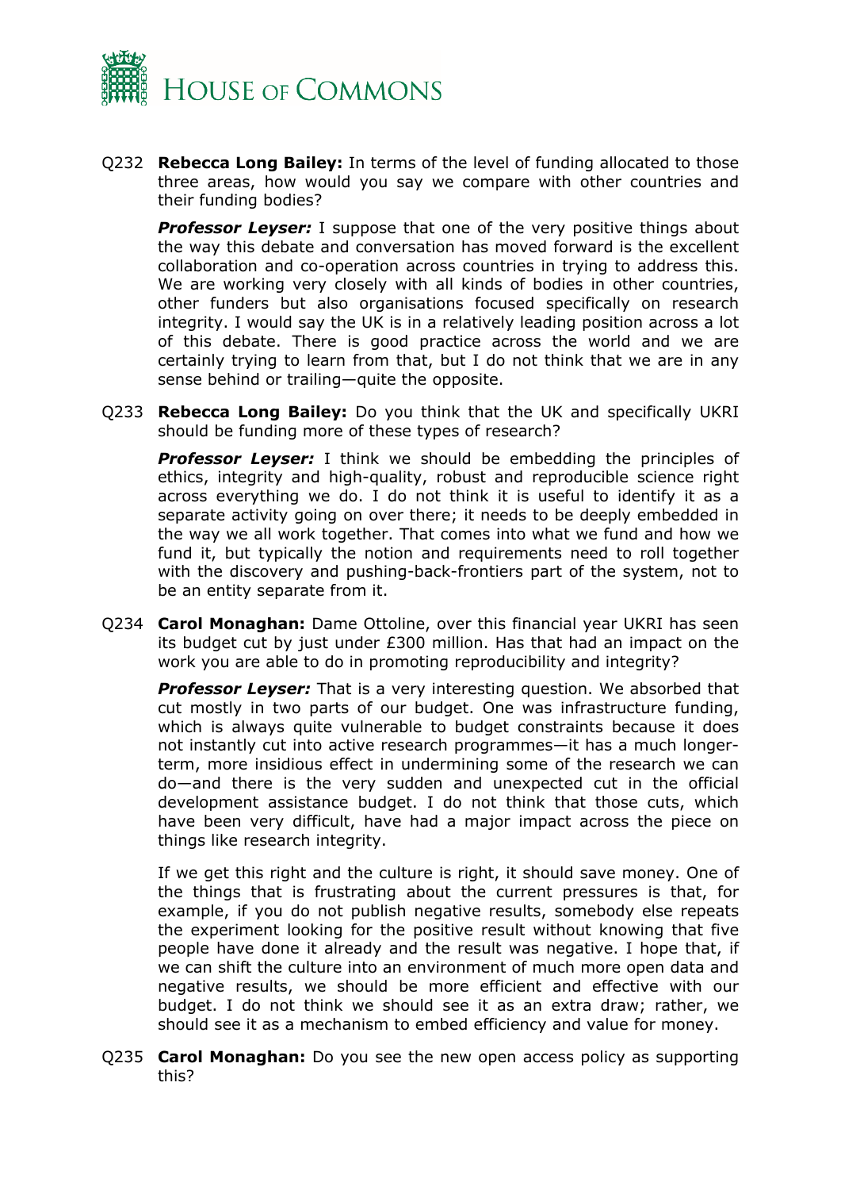Q232 **Rebecca Long Bailey:** In terms of the level of funding allocated to those three areas, how would you say we compare with other countries and their funding bodies?

***Professor Leyser:*** I suppose that one of the very positive things about the way this debate and conversation has moved forward is the excellent collaboration and co-operation across countries in trying to address this. We are working very closely with all kinds of bodies in other countries, other funders but also organisations focused specifically on research integrity. I would say the UK is in a relatively leading position across a lot of this debate. There is good practice across the world and we are certainly trying to learn from that, but I do not think that we are in any sense behind or trailing—quite the opposite.

Q233 **Rebecca Long Bailey:** Do you think that the UK and specifically UKRI should be funding more of these types of research?

***Professor Leyser:*** I think we should be embedding the principles of ethics, integrity and high-quality, robust and reproducible science right across everything we do. I do not think it is useful to identify it as a separate activity going on over there; it needs to be deeply embedded in the way we all work together. That comes into what we fund and how we fund it, but typically the notion and requirements need to roll together with the discovery and pushing-back-frontiers part of the system, not to be an entity separate from it.

Q234 **Carol Monaghan:** Dame Ottoline, over this financial year UKRI has seen its budget cut by just under £300 million. Has that had an impact on the work you are able to do in promoting reproducibility and integrity?

***Professor Leyser:*** That is a very interesting question. We absorbed that cut mostly in two parts of our budget. One was infrastructure funding, which is always quite vulnerable to budget constraints because it does not instantly cut into active research programmes—it has a much longer-term, more insidious effect in undermining some of the research we can do—and there is the very sudden and unexpected cut in the official development assistance budget. I do not think that those cuts, which have been very difficult, have had a major impact across the piece on things like research integrity.

If we get this right and the culture is right, it should save money. One of the things that is frustrating about the current pressures is that, for example, if you do not publish negative results, somebody else repeats the experiment looking for the positive result without knowing that five people have done it already and the result was negative. I hope that, if we can shift the culture into an environment of much more open data and negative results, we should be more efficient and effective with our budget. I do not think we should see it as an extra draw; rather, we should see it as a mechanism to embed efficiency and value for money.

Q235 **Carol Monaghan:** Do you see the new open access policy as supporting this?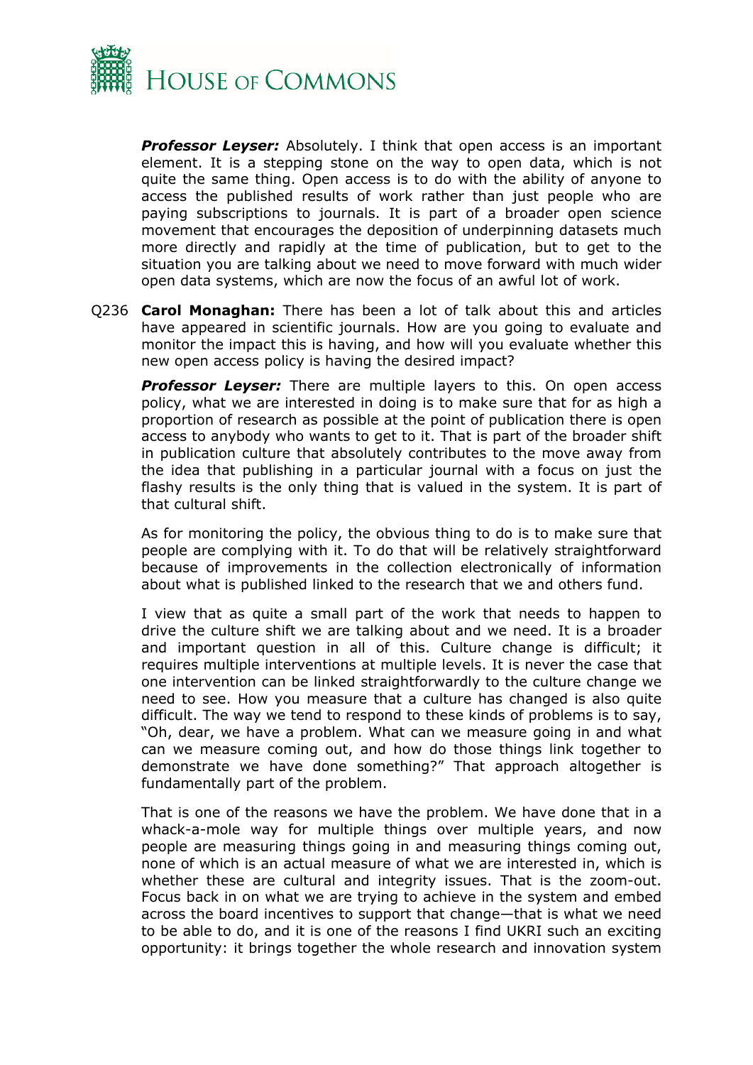***Professor Leyser:*** Absolutely. I think that open access is an important element. It is a stepping stone on the way to open data, which is not quite the same thing. Open access is to do with the ability of anyone to access the published results of work rather than just people who are paying subscriptions to journals. It is part of a broader open science movement that encourages the deposition of underpinning datasets much more directly and rapidly at the time of publication, but to get to the situation you are talking about we need to move forward with much wider open data systems, which are now the focus of an awful lot of work.

Q236 **Carol Monaghan:** There has been a lot of talk about this and articles have appeared in scientific journals. How are you going to evaluate and monitor the impact this is having, and how will you evaluate whether this new open access policy is having the desired impact?

***Professor Leyser:*** There are multiple layers to this. On open access policy, what we are interested in doing is to make sure that for as high a proportion of research as possible at the point of publication there is open access to anybody who wants to get to it. That is part of the broader shift in publication culture that absolutely contributes to the move away from the idea that publishing in a particular journal with a focus on just the flashy results is the only thing that is valued in the system. It is part of that cultural shift.

As for monitoring the policy, the obvious thing to do is to make sure that people are complying with it. To do that will be relatively straightforward because of improvements in the collection electronically of information about what is published linked to the research that we and others fund.

I view that as quite a small part of the work that needs to happen to drive the culture shift we are talking about and we need. It is a broader and important question in all of this. Culture change is difficult; it requires multiple interventions at multiple levels. It is never the case that one intervention can be linked straightforwardly to the culture change we need to see. How you measure that a culture has changed is also quite difficult. The way we tend to respond to these kinds of problems is to say, "Oh, dear, we have a problem. What can we measure going in and what can we measure coming out, and how do those things link together to demonstrate we have done something?" That approach altogether is fundamentally part of the problem.

That is one of the reasons we have the problem. We have done that in a whack-a-mole way for multiple things over multiple years, and now people are measuring things going in and measuring things coming out, none of which is an actual measure of what we are interested in, which is whether these are cultural and integrity issues. That is the zoom-out. Focus back in on what we are trying to achieve in the system and embed across the board incentives to support that change—that is what we need to be able to do, and it is one of the reasons I find UKRI such an exciting opportunity: it brings together the whole research and innovation system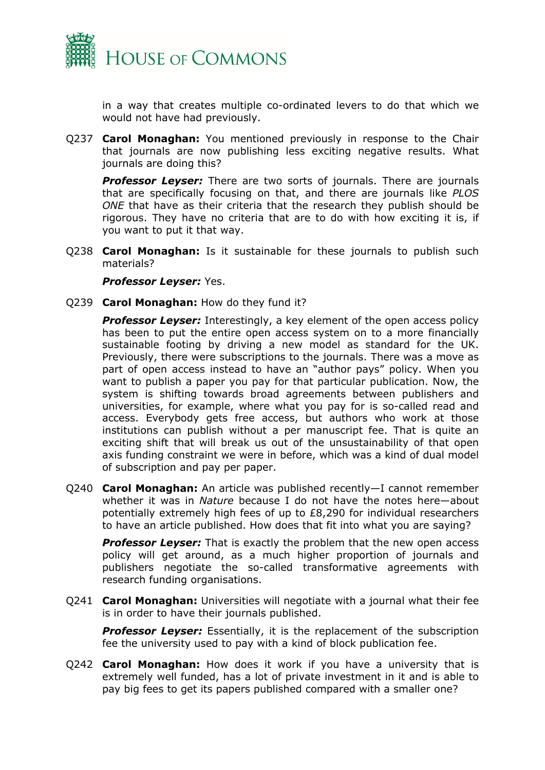in a way that creates multiple co-ordinated levers to do that which we would not have had previously.

Q237 **Carol Monaghan:** You mentioned previously in response to the Chair that journals are now publishing less exciting negative results. What journals are doing this?

***Professor Leyser:*** There are two sorts of journals. There are journals that are specifically focusing on that, and there are journals like *PLOS ONE* that have as their criteria that the research they publish should be rigorous. They have no criteria that are to do with how exciting it is, if you want to put it that way.

Q238 **Carol Monaghan:** Is it sustainable for these journals to publish such materials?

***Professor Leyser:*** Yes.

Q239 **Carol Monaghan:** How do they fund it?

***Professor Leyser:*** Interestingly, a key element of the open access policy has been to put the entire open access system on to a more financially sustainable footing by driving a new model as standard for the UK. Previously, there were subscriptions to the journals. There was a move as part of open access instead to have an "author pays" policy. When you want to publish a paper you pay for that particular publication. Now, the system is shifting towards broad agreements between publishers and universities, for example, where what you pay for is so-called read and access. Everybody gets free access, but authors who work at those institutions can publish without a per manuscript fee. That is quite an exciting shift that will break us out of the unsustainability of that open axis funding constraint we were in before, which was a kind of dual model of subscription and pay per paper.

Q240 **Carol Monaghan:** An article was published recently—I cannot remember whether it was in *Nature* because I do not have the notes here—about potentially extremely high fees of up to £8,290 for individual researchers to have an article published. How does that fit into what you are saying?

***Professor Leyser:*** That is exactly the problem that the new open access policy will get around, as a much higher proportion of journals and publishers negotiate the so-called transformative agreements with research funding organisations.

Q241 **Carol Monaghan:** Universities will negotiate with a journal what their fee is in order to have their journals published.

***Professor Leyser:*** Essentially, it is the replacement of the subscription fee the university used to pay with a kind of block publication fee.

Q242 **Carol Monaghan:** How does it work if you have a university that is extremely well funded, has a lot of private investment in it and is able to pay big fees to get its papers published compared with a smaller one?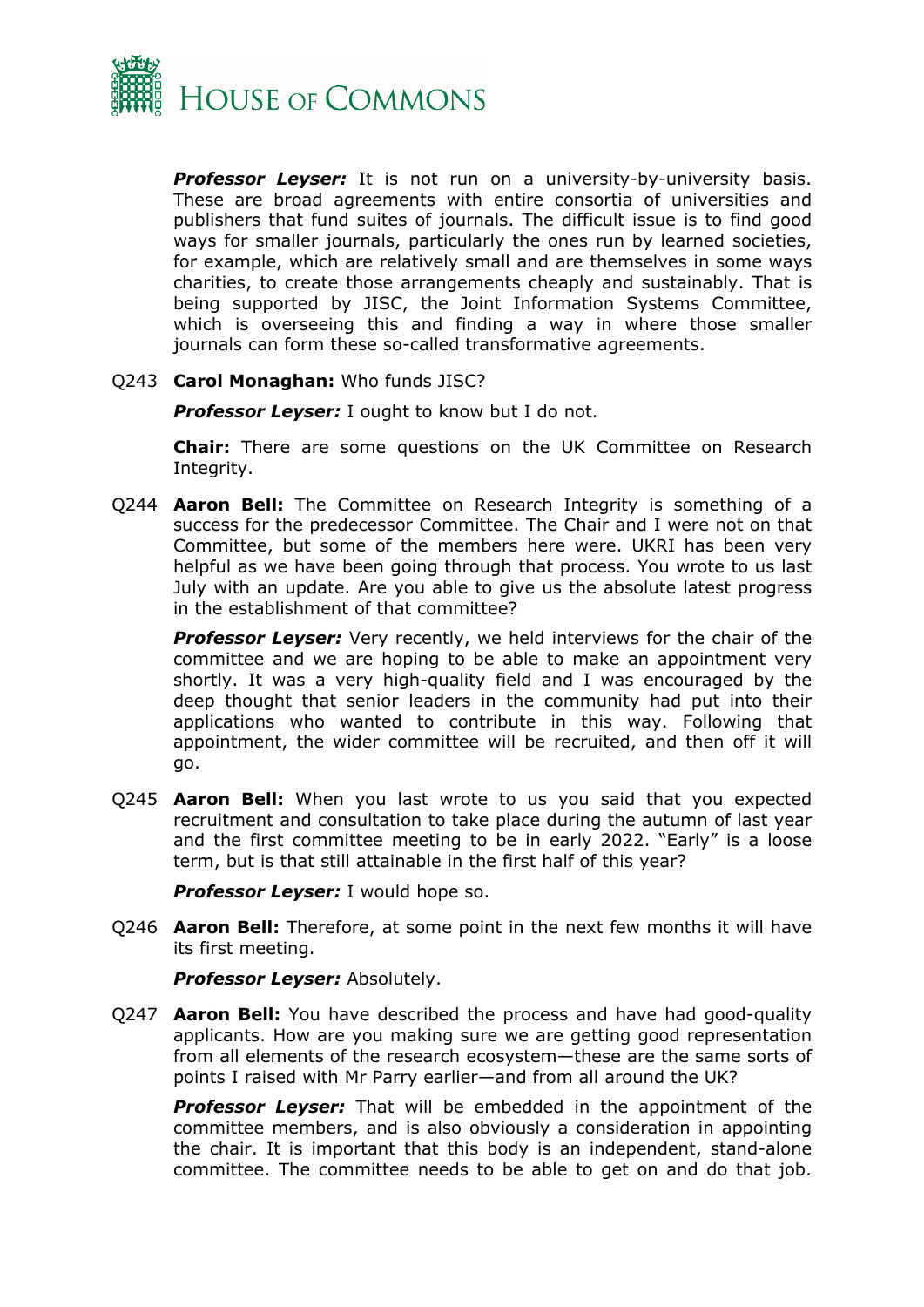***Professor Leyser:*** It is not run on a university-by-university basis. These are broad agreements with entire consortia of universities and publishers that fund suites of journals. The difficult issue is to find good ways for smaller journals, particularly the ones run by learned societies, for example, which are relatively small and are themselves in some ways charities, to create those arrangements cheaply and sustainably. That is being supported by JISC, the Joint Information Systems Committee, which is overseeing this and finding a way in where those smaller journals can form these so-called transformative agreements.

Q243 **Carol Monaghan:** Who funds JISC?

***Professor Leyser:*** I ought to know but I do not.

**Chair:** There are some questions on the UK Committee on Research Integrity.

Q244 **Aaron Bell:** The Committee on Research Integrity is something of a success for the predecessor Committee. The Chair and I were not on that Committee, but some of the members here were. UKRI has been very helpful as we have been going through that process. You wrote to us last July with an update. Are you able to give us the absolute latest progress in the establishment of that committee?

***Professor Leyser:*** Very recently, we held interviews for the chair of the committee and we are hoping to be able to make an appointment very shortly. It was a very high-quality field and I was encouraged by the deep thought that senior leaders in the community had put into their applications who wanted to contribute in this way. Following that appointment, the wider committee will be recruited, and then off it will go.

Q245 **Aaron Bell:** When you last wrote to us you said that you expected recruitment and consultation to take place during the autumn of last year and the first committee meeting to be in early 2022. "Early" is a loose term, but is that still attainable in the first half of this year?

***Professor Leyser:*** I would hope so.

Q246 **Aaron Bell:** Therefore, at some point in the next few months it will have its first meeting.

***Professor Leyser:*** Absolutely.

Q247 **Aaron Bell:** You have described the process and have had good-quality applicants. How are you making sure we are getting good representation from all elements of the research ecosystem—these are the same sorts of points I raised with Mr Parry earlier—and from all around the UK?

***Professor Leyser:*** That will be embedded in the appointment of the committee members, and is also obviously a consideration in appointing the chair. It is important that this body is an independent, stand-alone committee. The committee needs to be able to get on and do that job.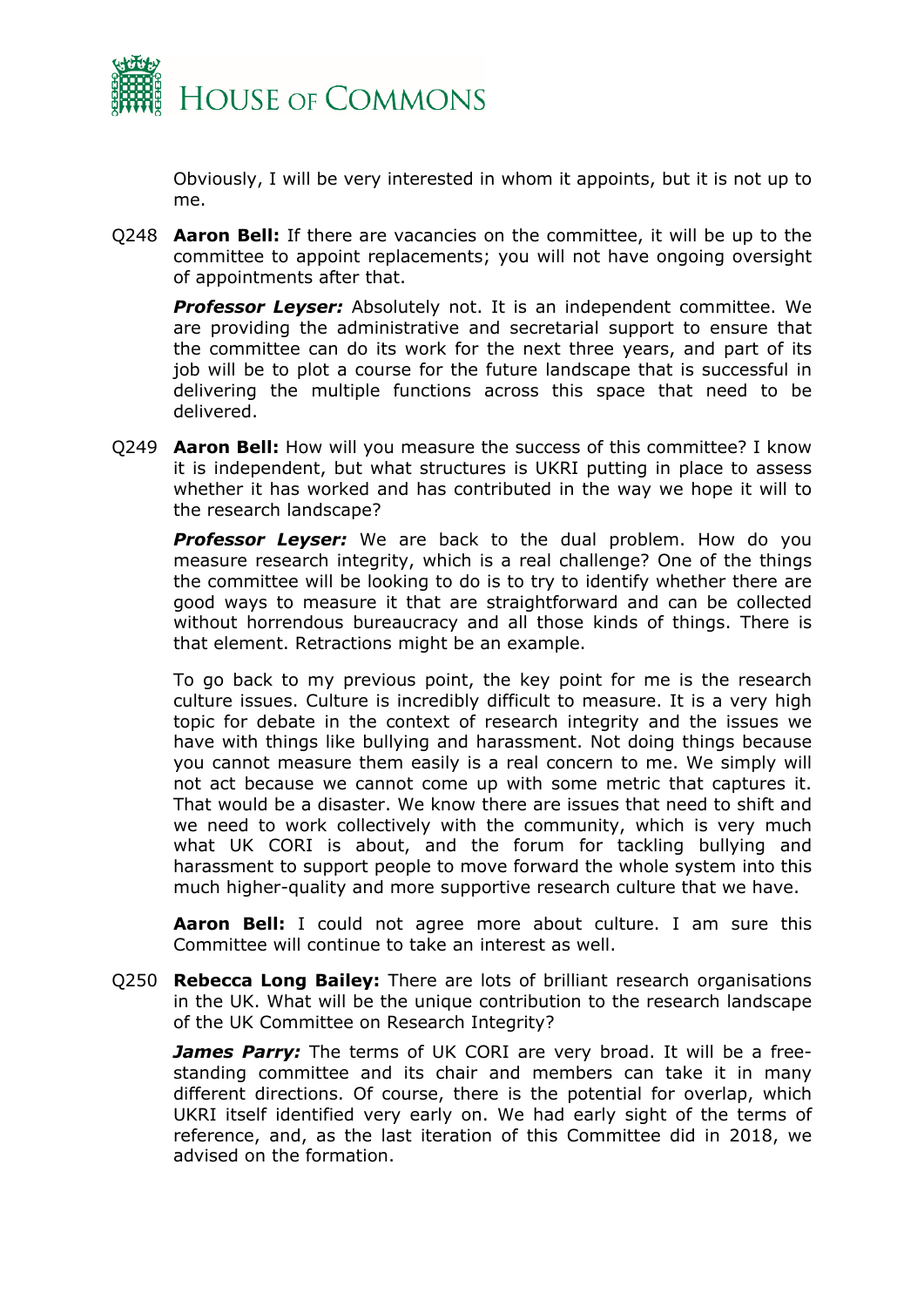Obviously, I will be very interested in whom it appoints, but it is not up to me.

Q248 **Aaron Bell:** If there are vacancies on the committee, it will be up to the committee to appoint replacements; you will not have ongoing oversight of appointments after that.

***Professor Leyser:*** Absolutely not. It is an independent committee. We are providing the administrative and secretarial support to ensure that the committee can do its work for the next three years, and part of its job will be to plot a course for the future landscape that is successful in delivering the multiple functions across this space that need to be delivered.

Q249 **Aaron Bell:** How will you measure the success of this committee? I know it is independent, but what structures is UKRI putting in place to assess whether it has worked and has contributed in the way we hope it will to the research landscape?

***Professor Leyser:*** We are back to the dual problem. How do you measure research integrity, which is a real challenge? One of the things the committee will be looking to do is to try to identify whether there are good ways to measure it that are straightforward and can be collected without horrendous bureaucracy and all those kinds of things. There is that element. Retractions might be an example.

To go back to my previous point, the key point for me is the research culture issues. Culture is incredibly difficult to measure. It is a very high topic for debate in the context of research integrity and the issues we have with things like bullying and harassment. Not doing things because you cannot measure them easily is a real concern to me. We simply will not act because we cannot come up with some metric that captures it. That would be a disaster. We know there are issues that need to shift and we need to work collectively with the community, which is very much what UK CORI is about, and the forum for tackling bullying and harassment to support people to move forward the whole system into this much higher-quality and more supportive research culture that we have.

**Aaron Bell:** I could not agree more about culture. I am sure this Committee will continue to take an interest as well.

Q250 **Rebecca Long Bailey:** There are lots of brilliant research organisations in the UK. What will be the unique contribution to the research landscape of the UK Committee on Research Integrity?

***James Parry:*** The terms of UK CORI are very broad. It will be a free-standing committee and its chair and members can take it in many different directions. Of course, there is the potential for overlap, which UKRI itself identified very early on. We had early sight of the terms of reference, and, as the last iteration of this Committee did in 2018, we advised on the formation.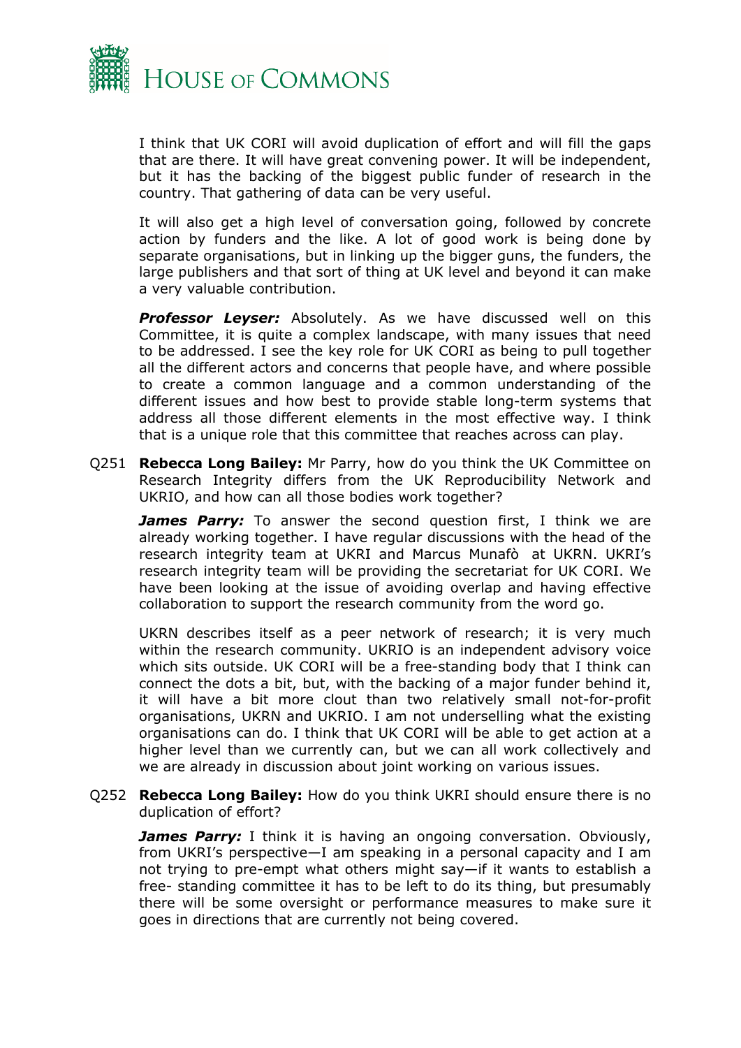I think that UK CORI will avoid duplication of effort and will fill the gaps that are there. It will have great convening power. It will be independent, but it has the backing of the biggest public funder of research in the country. That gathering of data can be very useful.

It will also get a high level of conversation going, followed by concrete action by funders and the like. A lot of good work is being done by separate organisations, but in linking up the bigger guns, the funders, the large publishers and that sort of thing at UK level and beyond it can make a very valuable contribution.

***Professor Leyser:*** Absolutely. As we have discussed well on this Committee, it is quite a complex landscape, with many issues that need to be addressed. I see the key role for UK CORI as being to pull together all the different actors and concerns that people have, and where possible to create a common language and a common understanding of the different issues and how best to provide stable long-term systems that address all those different elements in the most effective way. I think that is a unique role that this committee that reaches across can play.

Q251 **Rebecca Long Bailey:** Mr Parry, how do you think the UK Committee on Research Integrity differs from the UK Reproducibility Network and UKRIO, and how can all those bodies work together?

***James Parry:*** To answer the second question first, I think we are already working together. I have regular discussions with the head of the research integrity team at UKRI and Marcus Munafò at UKRN. UKRI's research integrity team will be providing the secretariat for UK CORI. We have been looking at the issue of avoiding overlap and having effective collaboration to support the research community from the word go.

UKRN describes itself as a peer network of research; it is very much within the research community. UKRIO is an independent advisory voice which sits outside. UK CORI will be a free-standing body that I think can connect the dots a bit, but, with the backing of a major funder behind it, it will have a bit more clout than two relatively small not-for-profit organisations, UKRN and UKRIO. I am not underselling what the existing organisations can do. I think that UK CORI will be able to get action at a higher level than we currently can, but we can all work collectively and we are already in discussion about joint working on various issues.

Q252 **Rebecca Long Bailey:** How do you think UKRI should ensure there is no duplication of effort?

***James Parry:*** I think it is having an ongoing conversation. Obviously, from UKRI's perspective—I am speaking in a personal capacity and I am not trying to pre-empt what others might say—if it wants to establish a free- standing committee it has to be left to do its thing, but presumably there will be some oversight or performance measures to make sure it goes in directions that are currently not being covered.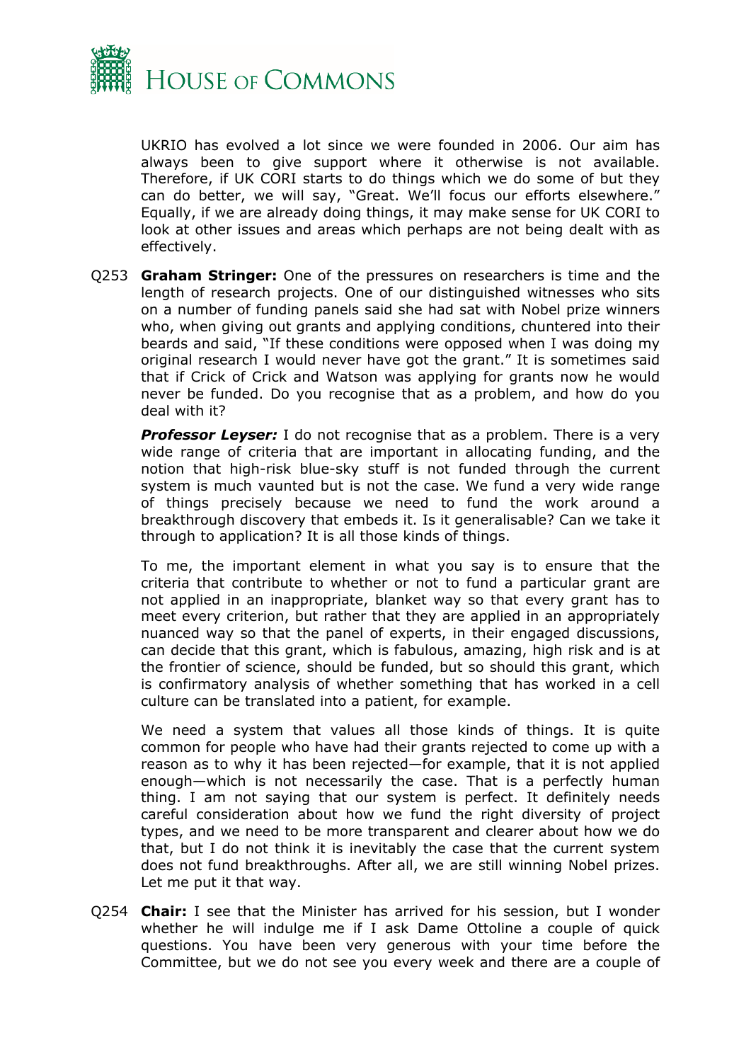UKRIO has evolved a lot since we were founded in 2006. Our aim has always been to give support where it otherwise is not available. Therefore, if UK CORI starts to do things which we do some of but they can do better, we will say, "Great. We'll focus our efforts elsewhere." Equally, if we are already doing things, it may make sense for UK CORI to look at other issues and areas which perhaps are not being dealt with as effectively.

Q253 **Graham Stringer:** One of the pressures on researchers is time and the length of research projects. One of our distinguished witnesses who sits on a number of funding panels said she had sat with Nobel prize winners who, when giving out grants and applying conditions, chuntered into their beards and said, "If these conditions were opposed when I was doing my original research I would never have got the grant." It is sometimes said that if Crick of Crick and Watson was applying for grants now he would never be funded. Do you recognise that as a problem, and how do you deal with it?

***Professor Leyser:*** I do not recognise that as a problem. There is a very wide range of criteria that are important in allocating funding, and the notion that high-risk blue-sky stuff is not funded through the current system is much vaunted but is not the case. We fund a very wide range of things precisely because we need to fund the work around a breakthrough discovery that embeds it. Is it generalisable? Can we take it through to application? It is all those kinds of things.

To me, the important element in what you say is to ensure that the criteria that contribute to whether or not to fund a particular grant are not applied in an inappropriate, blanket way so that every grant has to meet every criterion, but rather that they are applied in an appropriately nuanced way so that the panel of experts, in their engaged discussions, can decide that this grant, which is fabulous, amazing, high risk and is at the frontier of science, should be funded, but so should this grant, which is confirmatory analysis of whether something that has worked in a cell culture can be translated into a patient, for example.

We need a system that values all those kinds of things. It is quite common for people who have had their grants rejected to come up with a reason as to why it has been rejected—for example, that it is not applied enough—which is not necessarily the case. That is a perfectly human thing. I am not saying that our system is perfect. It definitely needs careful consideration about how we fund the right diversity of project types, and we need to be more transparent and clearer about how we do that, but I do not think it is inevitably the case that the current system does not fund breakthroughs. After all, we are still winning Nobel prizes. Let me put it that way.

Q254 **Chair:** I see that the Minister has arrived for his session, but I wonder whether he will indulge me if I ask Dame Ottoline a couple of quick questions. You have been very generous with your time before the Committee, but we do not see you every week and there are a couple of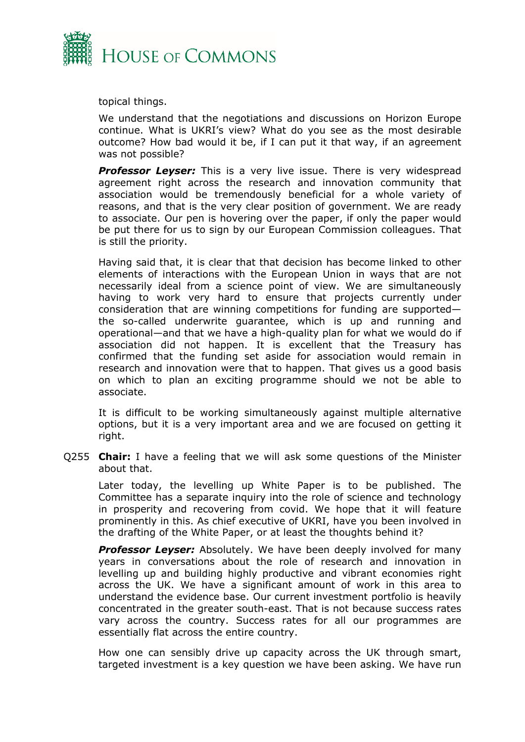topical things.

We understand that the negotiations and discussions on Horizon Europe continue. What is UKRI's view? What do you see as the most desirable outcome? How bad would it be, if I can put it that way, if an agreement was not possible?

***Professor Leyser:*** This is a very live issue. There is very widespread agreement right across the research and innovation community that association would be tremendously beneficial for a whole variety of reasons, and that is the very clear position of government. We are ready to associate. Our pen is hovering over the paper, if only the paper would be put there for us to sign by our European Commission colleagues. That is still the priority.

Having said that, it is clear that that decision has become linked to other elements of interactions with the European Union in ways that are not necessarily ideal from a science point of view. We are simultaneously having to work very hard to ensure that projects currently under consideration that are winning competitions for funding are supported—the so-called underwrite guarantee, which is up and running and operational—and that we have a high-quality plan for what we would do if association did not happen. It is excellent that the Treasury has confirmed that the funding set aside for association would remain in research and innovation were that to happen. That gives us a good basis on which to plan an exciting programme should we not be able to associate.

It is difficult to be working simultaneously against multiple alternative options, but it is a very important area and we are focused on getting it right.

Q255 **Chair:** I have a feeling that we will ask some questions of the Minister about that.

Later today, the levelling up White Paper is to be published. The Committee has a separate inquiry into the role of science and technology in prosperity and recovering from covid. We hope that it will feature prominently in this. As chief executive of UKRI, have you been involved in the drafting of the White Paper, or at least the thoughts behind it?

***Professor Leyser:*** Absolutely. We have been deeply involved for many years in conversations about the role of research and innovation in levelling up and building highly productive and vibrant economies right across the UK. We have a significant amount of work in this area to understand the evidence base. Our current investment portfolio is heavily concentrated in the greater south-east. That is not because success rates vary across the country. Success rates for all our programmes are essentially flat across the entire country.

How one can sensibly drive up capacity across the UK through smart, targeted investment is a key question we have been asking. We have run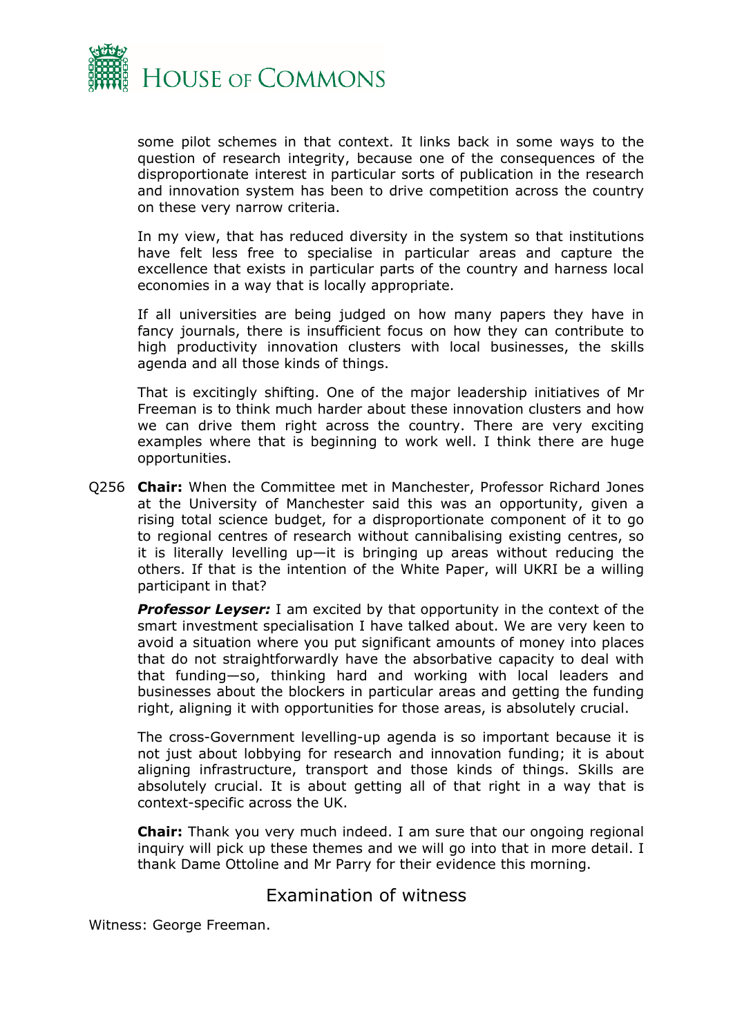some pilot schemes in that context. It links back in some ways to the question of research integrity, because one of the consequences of the disproportionate interest in particular sorts of publication in the research and innovation system has been to drive competition across the country on these very narrow criteria.

In my view, that has reduced diversity in the system so that institutions have felt less free to specialise in particular areas and capture the excellence that exists in particular parts of the country and harness local economies in a way that is locally appropriate.

If all universities are being judged on how many papers they have in fancy journals, there is insufficient focus on how they can contribute to high productivity innovation clusters with local businesses, the skills agenda and all those kinds of things.

That is excitingly shifting. One of the major leadership initiatives of Mr Freeman is to think much harder about these innovation clusters and how we can drive them right across the country. There are very exciting examples where that is beginning to work well. I think there are huge opportunities.

Q256 **Chair:** When the Committee met in Manchester, Professor Richard Jones at the University of Manchester said this was an opportunity, given a rising total science budget, for a disproportionate component of it to go to regional centres of research without cannibalising existing centres, so it is literally levelling up—it is bringing up areas without reducing the others. If that is the intention of the White Paper, will UKRI be a willing participant in that?

***Professor Leyser:*** I am excited by that opportunity in the context of the smart investment specialisation I have talked about. We are very keen to avoid a situation where you put significant amounts of money into places that do not straightforwardly have the absorbative capacity to deal with that funding—so, thinking hard and working with local leaders and businesses about the blockers in particular areas and getting the funding right, aligning it with opportunities for those areas, is absolutely crucial.

The cross-Government levelling-up agenda is so important because it is not just about lobbying for research and innovation funding; it is about aligning infrastructure, transport and those kinds of things. Skills are absolutely crucial. It is about getting all of that right in a way that is context-specific across the UK.

**Chair:** Thank you very much indeed. I am sure that our ongoing regional inquiry will pick up these themes and we will go into that in more detail. I thank Dame Ottoline and Mr Parry for their evidence this morning.

## Examination of witness

Witness: George Freeman.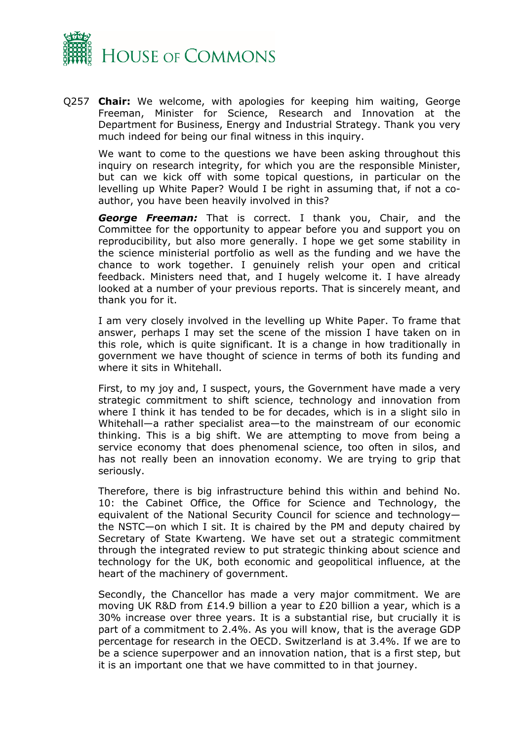Q257 **Chair:** We welcome, with apologies for keeping him waiting, George Freeman, Minister for Science, Research and Innovation at the Department for Business, Energy and Industrial Strategy. Thank you very much indeed for being our final witness in this inquiry.

We want to come to the questions we have been asking throughout this inquiry on research integrity, for which you are the responsible Minister, but can we kick off with some topical questions, in particular on the levelling up White Paper? Would I be right in assuming that, if not a co-author, you have been heavily involved in this?

***George Freeman:*** That is correct. I thank you, Chair, and the Committee for the opportunity to appear before you and support you on reproducibility, but also more generally. I hope we get some stability in the science ministerial portfolio as well as the funding and we have the chance to work together. I genuinely relish your open and critical feedback. Ministers need that, and I hugely welcome it. I have already looked at a number of your previous reports. That is sincerely meant, and thank you for it.

I am very closely involved in the levelling up White Paper. To frame that answer, perhaps I may set the scene of the mission I have taken on in this role, which is quite significant. It is a change in how traditionally in government we have thought of science in terms of both its funding and where it sits in Whitehall.

First, to my joy and, I suspect, yours, the Government have made a very strategic commitment to shift science, technology and innovation from where I think it has tended to be for decades, which is in a slight silo in Whitehall—a rather specialist area—to the mainstream of our economic thinking. This is a big shift. We are attempting to move from being a service economy that does phenomenal science, too often in silos, and has not really been an innovation economy. We are trying to grip that seriously.

Therefore, there is big infrastructure behind this within and behind No. 10: the Cabinet Office, the Office for Science and Technology, the equivalent of the National Security Council for science and technology—the NSTC—on which I sit. It is chaired by the PM and deputy chaired by Secretary of State Kwarteng. We have set out a strategic commitment through the integrated review to put strategic thinking about science and technology for the UK, both economic and geopolitical influence, at the heart of the machinery of government.

Secondly, the Chancellor has made a very major commitment. We are moving UK R&D from £14.9 billion a year to £20 billion a year, which is a 30% increase over three years. It is a substantial rise, but crucially it is part of a commitment to 2.4%. As you will know, that is the average GDP percentage for research in the OECD. Switzerland is at 3.4%. If we are to be a science superpower and an innovation nation, that is a first step, but it is an important one that we have committed to in that journey.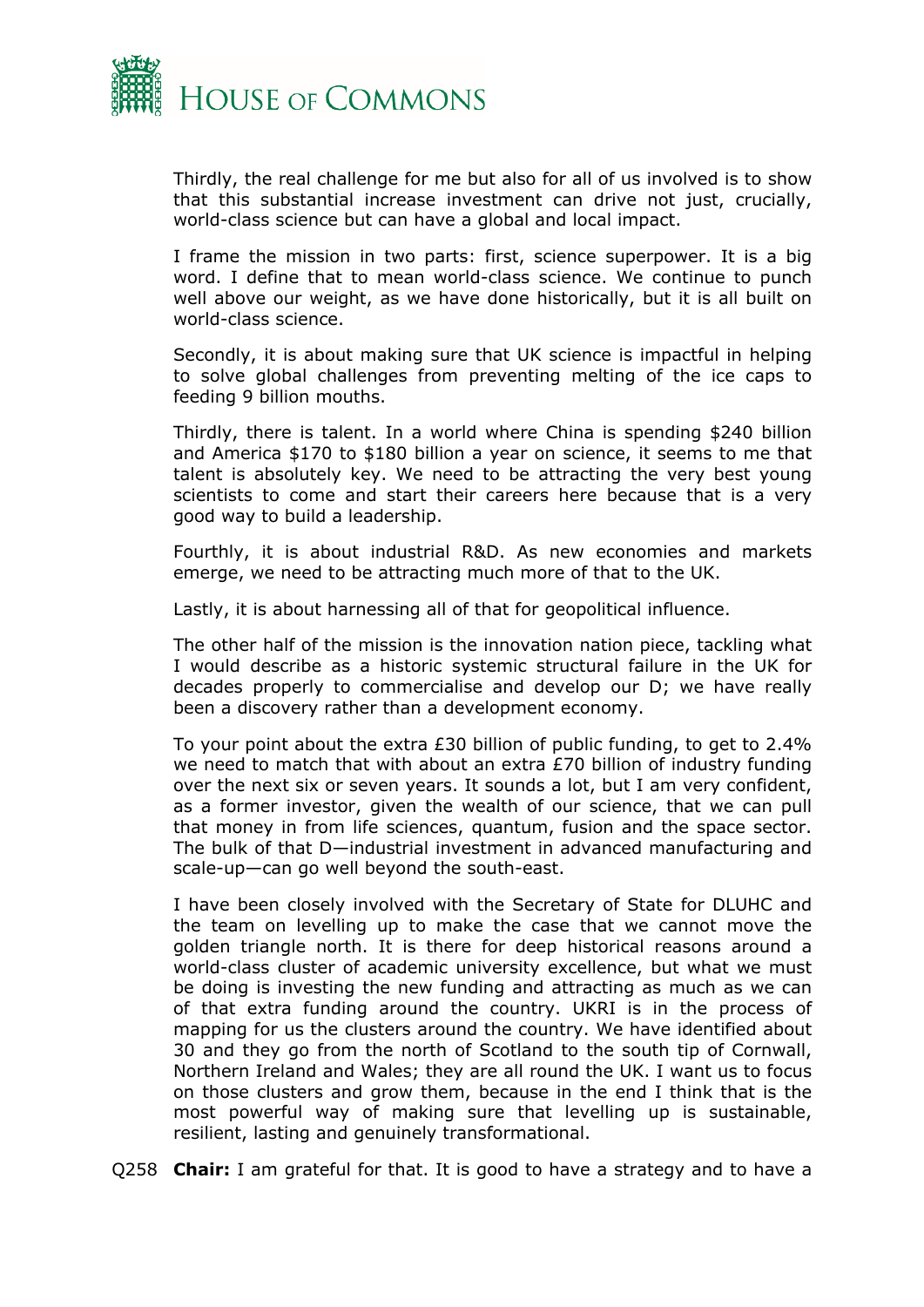Thirdly, the real challenge for me but also for all of us involved is to show that this substantial increase investment can drive not just, crucially, world-class science but can have a global and local impact.

I frame the mission in two parts: first, science superpower. It is a big word. I define that to mean world-class science. We continue to punch well above our weight, as we have done historically, but it is all built on world-class science.

Secondly, it is about making sure that UK science is impactful in helping to solve global challenges from preventing melting of the ice caps to feeding 9 billion mouths.

Thirdly, there is talent. In a world where China is spending $240 billion and America $170 to $180 billion a year on science, it seems to me that talent is absolutely key. We need to be attracting the very best young scientists to come and start their careers here because that is a very good way to build a leadership.

Fourthly, it is about industrial R&D. As new economies and markets emerge, we need to be attracting much more of that to the UK.

Lastly, it is about harnessing all of that for geopolitical influence.

The other half of the mission is the innovation nation piece, tackling what I would describe as a historic systemic structural failure in the UK for decades properly to commercialise and develop our D; we have really been a discovery rather than a development economy.

To your point about the extra £30 billion of public funding, to get to 2.4% we need to match that with about an extra £70 billion of industry funding over the next six or seven years. It sounds a lot, but I am very confident, as a former investor, given the wealth of our science, that we can pull that money in from life sciences, quantum, fusion and the space sector. The bulk of that D—industrial investment in advanced manufacturing and scale-up—can go well beyond the south-east.

I have been closely involved with the Secretary of State for DLUHC and the team on levelling up to make the case that we cannot move the golden triangle north. It is there for deep historical reasons around a world-class cluster of academic university excellence, but what we must be doing is investing the new funding and attracting as much as we can of that extra funding around the country. UKRI is in the process of mapping for us the clusters around the country. We have identified about 30 and they go from the north of Scotland to the south tip of Cornwall, Northern Ireland and Wales; they are all round the UK. I want us to focus on those clusters and grow them, because in the end I think that is the most powerful way of making sure that levelling up is sustainable, resilient, lasting and genuinely transformational.

Q258 **Chair:** I am grateful for that. It is good to have a strategy and to have a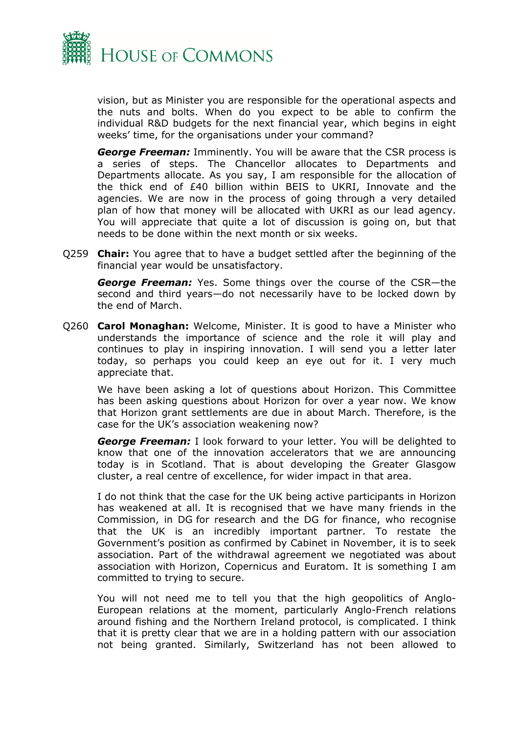vision, but as Minister you are responsible for the operational aspects and the nuts and bolts. When do you expect to be able to confirm the individual R&D budgets for the next financial year, which begins in eight weeks' time, for the organisations under your command?

***George Freeman:*** Imminently. You will be aware that the CSR process is a series of steps. The Chancellor allocates to Departments and Departments allocate. As you say, I am responsible for the allocation of the thick end of £40 billion within BEIS to UKRI, Innovate and the agencies. We are now in the process of going through a very detailed plan of how that money will be allocated with UKRI as our lead agency. You will appreciate that quite a lot of discussion is going on, but that needs to be done within the next month or six weeks.

Q259 **Chair:** You agree that to have a budget settled after the beginning of the financial year would be unsatisfactory.

***George Freeman:*** Yes. Some things over the course of the CSR—the second and third years—do not necessarily have to be locked down by the end of March.

Q260 **Carol Monaghan:** Welcome, Minister. It is good to have a Minister who understands the importance of science and the role it will play and continues to play in inspiring innovation. I will send you a letter later today, so perhaps you could keep an eye out for it. I very much appreciate that.

We have been asking a lot of questions about Horizon. This Committee has been asking questions about Horizon for over a year now. We know that Horizon grant settlements are due in about March. Therefore, is the case for the UK's association weakening now?

***George Freeman:*** I look forward to your letter. You will be delighted to know that one of the innovation accelerators that we are announcing today is in Scotland. That is about developing the Greater Glasgow cluster, a real centre of excellence, for wider impact in that area.

I do not think that the case for the UK being active participants in Horizon has weakened at all. It is recognised that we have many friends in the Commission, in DG for research and the DG for finance, who recognise that the UK is an incredibly important partner. To restate the Government's position as confirmed by Cabinet in November, it is to seek association. Part of the withdrawal agreement we negotiated was about association with Horizon, Copernicus and Euratom. It is something I am committed to trying to secure.

You will not need me to tell you that the high geopolitics of Anglo-European relations at the moment, particularly Anglo-French relations around fishing and the Northern Ireland protocol, is complicated. I think that it is pretty clear that we are in a holding pattern with our association not being granted. Similarly, Switzerland has not been allowed to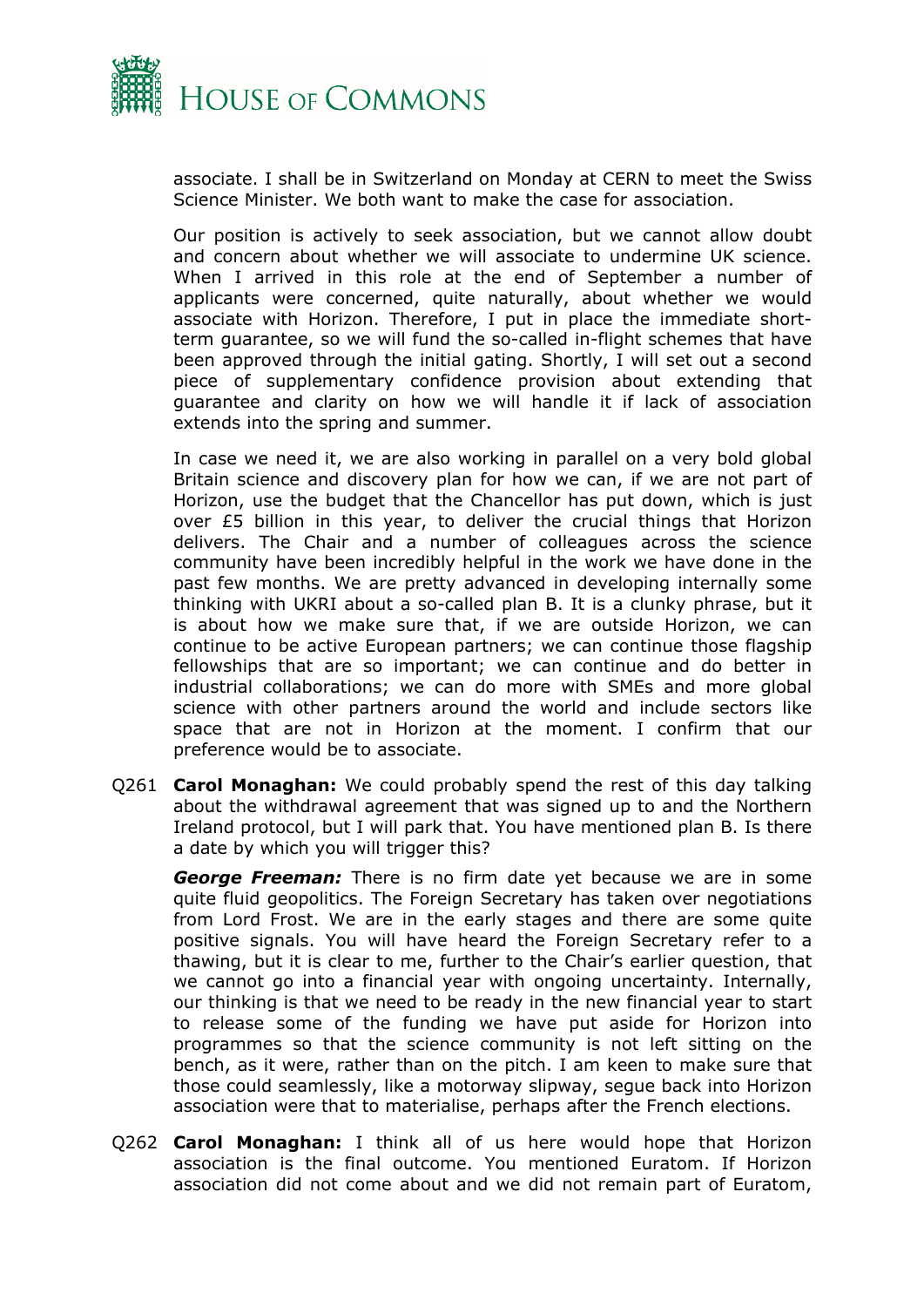associate. I shall be in Switzerland on Monday at CERN to meet the Swiss Science Minister. We both want to make the case for association.

Our position is actively to seek association, but we cannot allow doubt and concern about whether we will associate to undermine UK science. When I arrived in this role at the end of September a number of applicants were concerned, quite naturally, about whether we would associate with Horizon. Therefore, I put in place the immediate short-term guarantee, so we will fund the so-called in-flight schemes that have been approved through the initial gating. Shortly, I will set out a second piece of supplementary confidence provision about extending that guarantee and clarity on how we will handle it if lack of association extends into the spring and summer.

In case we need it, we are also working in parallel on a very bold global Britain science and discovery plan for how we can, if we are not part of Horizon, use the budget that the Chancellor has put down, which is just over £5 billion in this year, to deliver the crucial things that Horizon delivers. The Chair and a number of colleagues across the science community have been incredibly helpful in the work we have done in the past few months. We are pretty advanced in developing internally some thinking with UKRI about a so-called plan B. It is a clunky phrase, but it is about how we make sure that, if we are outside Horizon, we can continue to be active European partners; we can continue those flagship fellowships that are so important; we can continue and do better in industrial collaborations; we can do more with SMEs and more global science with other partners around the world and include sectors like space that are not in Horizon at the moment. I confirm that our preference would be to associate.

Q261 **Carol Monaghan:** We could probably spend the rest of this day talking about the withdrawal agreement that was signed up to and the Northern Ireland protocol, but I will park that. You have mentioned plan B. Is there a date by which you will trigger this?

***George Freeman:*** There is no firm date yet because we are in some quite fluid geopolitics. The Foreign Secretary has taken over negotiations from Lord Frost. We are in the early stages and there are some quite positive signals. You will have heard the Foreign Secretary refer to a thawing, but it is clear to me, further to the Chair's earlier question, that we cannot go into a financial year with ongoing uncertainty. Internally, our thinking is that we need to be ready in the new financial year to start to release some of the funding we have put aside for Horizon into programmes so that the science community is not left sitting on the bench, as it were, rather than on the pitch. I am keen to make sure that those could seamlessly, like a motorway slipway, segue back into Horizon association were that to materialise, perhaps after the French elections.

Q262 **Carol Monaghan:** I think all of us here would hope that Horizon association is the final outcome. You mentioned Euratom. If Horizon association did not come about and we did not remain part of Euratom,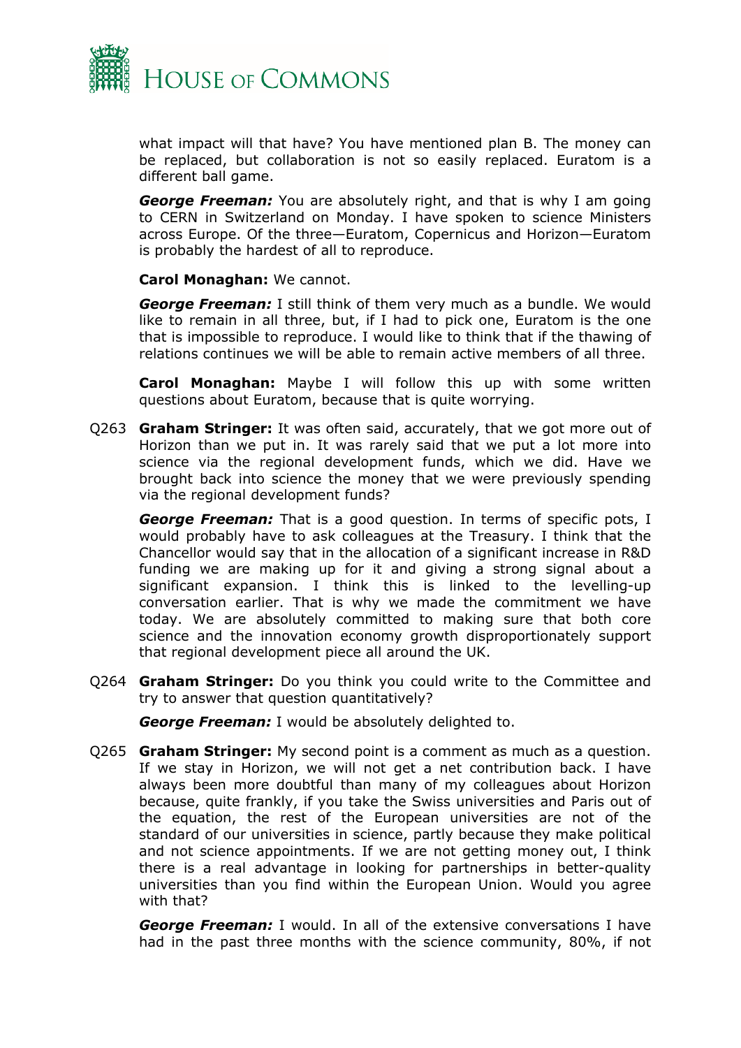what impact will that have? You have mentioned plan B. The money can be replaced, but collaboration is not so easily replaced. Euratom is a different ball game.

***George Freeman:*** You are absolutely right, and that is why I am going to CERN in Switzerland on Monday. I have spoken to science Ministers across Europe. Of the three—Euratom, Copernicus and Horizon—Euratom is probably the hardest of all to reproduce.

**Carol Monaghan:** We cannot.

***George Freeman:*** I still think of them very much as a bundle. We would like to remain in all three, but, if I had to pick one, Euratom is the one that is impossible to reproduce. I would like to think that if the thawing of relations continues we will be able to remain active members of all three.

**Carol Monaghan:** Maybe I will follow this up with some written questions about Euratom, because that is quite worrying.

Q263 **Graham Stringer:** It was often said, accurately, that we got more out of Horizon than we put in. It was rarely said that we put a lot more into science via the regional development funds, which we did. Have we brought back into science the money that we were previously spending via the regional development funds?

***George Freeman:*** That is a good question. In terms of specific pots, I would probably have to ask colleagues at the Treasury. I think that the Chancellor would say that in the allocation of a significant increase in R&D funding we are making up for it and giving a strong signal about a significant expansion. I think this is linked to the levelling-up conversation earlier. That is why we made the commitment we have today. We are absolutely committed to making sure that both core science and the innovation economy growth disproportionately support that regional development piece all around the UK.

Q264 **Graham Stringer:** Do you think you could write to the Committee and try to answer that question quantitatively?

***George Freeman:*** I would be absolutely delighted to.

Q265 **Graham Stringer:** My second point is a comment as much as a question. If we stay in Horizon, we will not get a net contribution back. I have always been more doubtful than many of my colleagues about Horizon because, quite frankly, if you take the Swiss universities and Paris out of the equation, the rest of the European universities are not of the standard of our universities in science, partly because they make political and not science appointments. If we are not getting money out, I think there is a real advantage in looking for partnerships in better-quality universities than you find within the European Union. Would you agree with that?

***George Freeman:*** I would. In all of the extensive conversations I have had in the past three months with the science community, 80%, if not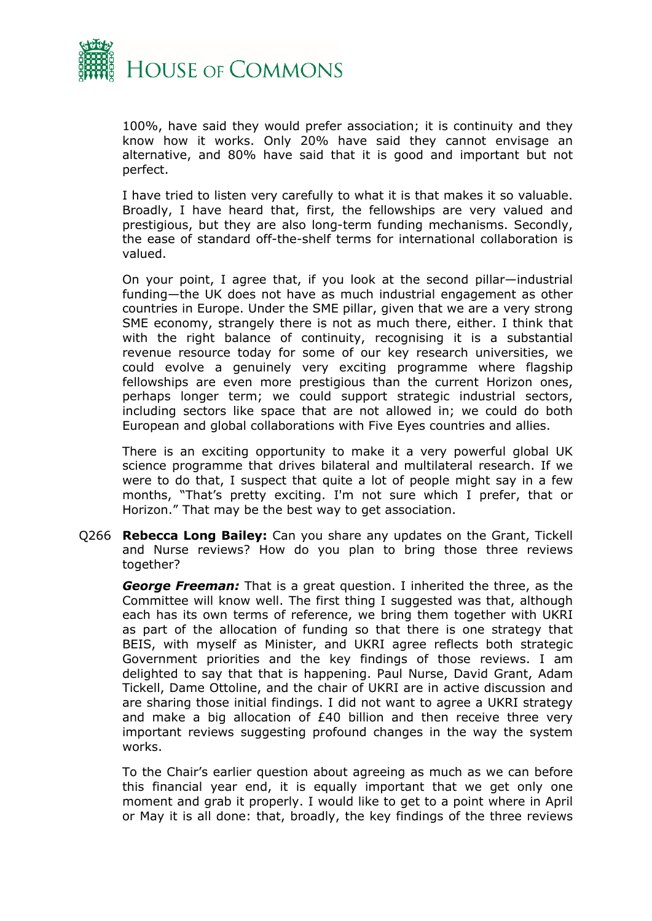100%, have said they would prefer association; it is continuity and they know how it works. Only 20% have said they cannot envisage an alternative, and 80% have said that it is good and important but not perfect.

I have tried to listen very carefully to what it is that makes it so valuable. Broadly, I have heard that, first, the fellowships are very valued and prestigious, but they are also long-term funding mechanisms. Secondly, the ease of standard off-the-shelf terms for international collaboration is valued.

On your point, I agree that, if you look at the second pillar—industrial funding—the UK does not have as much industrial engagement as other countries in Europe. Under the SME pillar, given that we are a very strong SME economy, strangely there is not as much there, either. I think that with the right balance of continuity, recognising it is a substantial revenue resource today for some of our key research universities, we could evolve a genuinely very exciting programme where flagship fellowships are even more prestigious than the current Horizon ones, perhaps longer term; we could support strategic industrial sectors, including sectors like space that are not allowed in; we could do both European and global collaborations with Five Eyes countries and allies.

There is an exciting opportunity to make it a very powerful global UK science programme that drives bilateral and multilateral research. If we were to do that, I suspect that quite a lot of people might say in a few months, "That's pretty exciting. I'm not sure which I prefer, that or Horizon." That may be the best way to get association.

Q266 **Rebecca Long Bailey:** Can you share any updates on the Grant, Tickell and Nurse reviews? How do you plan to bring those three reviews together?

***George Freeman:*** That is a great question. I inherited the three, as the Committee will know well. The first thing I suggested was that, although each has its own terms of reference, we bring them together with UKRI as part of the allocation of funding so that there is one strategy that BEIS, with myself as Minister, and UKRI agree reflects both strategic Government priorities and the key findings of those reviews. I am delighted to say that that is happening. Paul Nurse, David Grant, Adam Tickell, Dame Ottoline, and the chair of UKRI are in active discussion and are sharing those initial findings. I did not want to agree a UKRI strategy and make a big allocation of £40 billion and then receive three very important reviews suggesting profound changes in the way the system works.

To the Chair's earlier question about agreeing as much as we can before this financial year end, it is equally important that we get only one moment and grab it properly. I would like to get to a point where in April or May it is all done: that, broadly, the key findings of the three reviews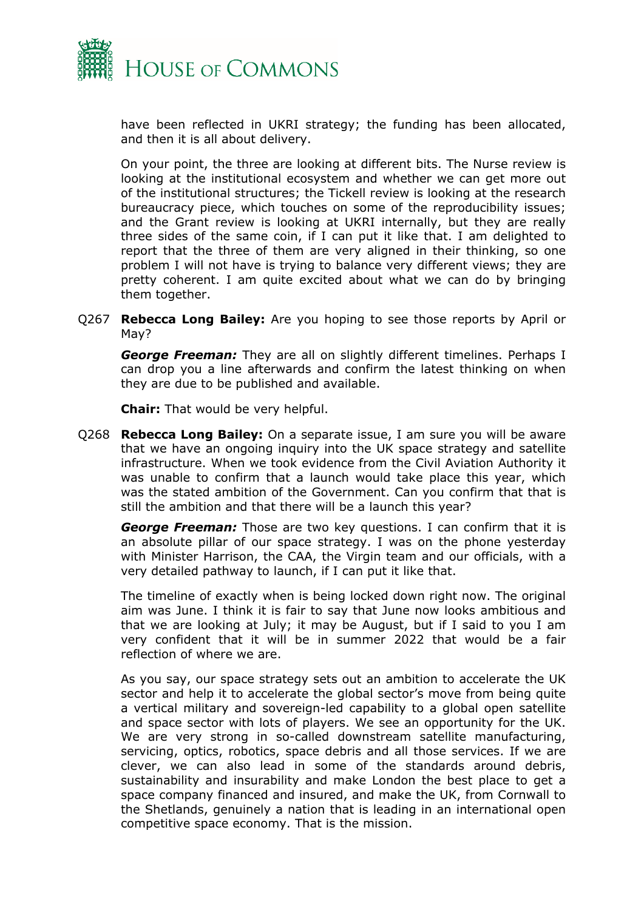have been reflected in UKRI strategy; the funding has been allocated, and then it is all about delivery.

On your point, the three are looking at different bits. The Nurse review is looking at the institutional ecosystem and whether we can get more out of the institutional structures; the Tickell review is looking at the research bureaucracy piece, which touches on some of the reproducibility issues; and the Grant review is looking at UKRI internally, but they are really three sides of the same coin, if I can put it like that. I am delighted to report that the three of them are very aligned in their thinking, so one problem I will not have is trying to balance very different views; they are pretty coherent. I am quite excited about what we can do by bringing them together.

Q267 **Rebecca Long Bailey:** Are you hoping to see those reports by April or May?

***George Freeman:*** They are all on slightly different timelines. Perhaps I can drop you a line afterwards and confirm the latest thinking on when they are due to be published and available.

**Chair:** That would be very helpful.

Q268 **Rebecca Long Bailey:** On a separate issue, I am sure you will be aware that we have an ongoing inquiry into the UK space strategy and satellite infrastructure. When we took evidence from the Civil Aviation Authority it was unable to confirm that a launch would take place this year, which was the stated ambition of the Government. Can you confirm that that is still the ambition and that there will be a launch this year?

***George Freeman:*** Those are two key questions. I can confirm that it is an absolute pillar of our space strategy. I was on the phone yesterday with Minister Harrison, the CAA, the Virgin team and our officials, with a very detailed pathway to launch, if I can put it like that.

The timeline of exactly when is being locked down right now. The original aim was June. I think it is fair to say that June now looks ambitious and that we are looking at July; it may be August, but if I said to you I am very confident that it will be in summer 2022 that would be a fair reflection of where we are.

As you say, our space strategy sets out an ambition to accelerate the UK sector and help it to accelerate the global sector's move from being quite a vertical military and sovereign-led capability to a global open satellite and space sector with lots of players. We see an opportunity for the UK. We are very strong in so-called downstream satellite manufacturing, servicing, optics, robotics, space debris and all those services. If we are clever, we can also lead in some of the standards around debris, sustainability and insurability and make London the best place to get a space company financed and insured, and make the UK, from Cornwall to the Shetlands, genuinely a nation that is leading in an international open competitive space economy. That is the mission.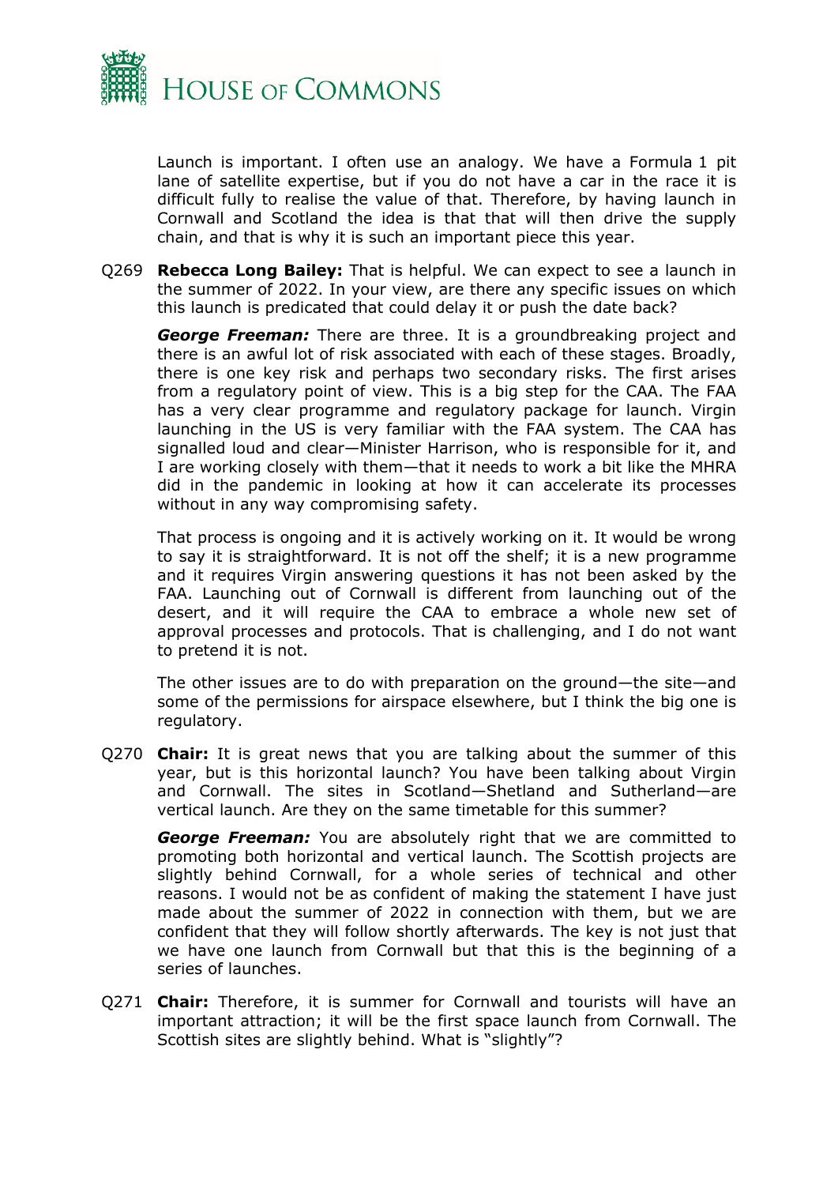Launch is important. I often use an analogy. We have a Formula 1 pit lane of satellite expertise, but if you do not have a car in the race it is difficult fully to realise the value of that. Therefore, by having launch in Cornwall and Scotland the idea is that that will then drive the supply chain, and that is why it is such an important piece this year.

Q269 **Rebecca Long Bailey:** That is helpful. We can expect to see a launch in the summer of 2022. In your view, are there any specific issues on which this launch is predicated that could delay it or push the date back?

***George Freeman:*** There are three. It is a groundbreaking project and there is an awful lot of risk associated with each of these stages. Broadly, there is one key risk and perhaps two secondary risks. The first arises from a regulatory point of view. This is a big step for the CAA. The FAA has a very clear programme and regulatory package for launch. Virgin launching in the US is very familiar with the FAA system. The CAA has signalled loud and clear—Minister Harrison, who is responsible for it, and I are working closely with them—that it needs to work a bit like the MHRA did in the pandemic in looking at how it can accelerate its processes without in any way compromising safety.

That process is ongoing and it is actively working on it. It would be wrong to say it is straightforward. It is not off the shelf; it is a new programme and it requires Virgin answering questions it has not been asked by the FAA. Launching out of Cornwall is different from launching out of the desert, and it will require the CAA to embrace a whole new set of approval processes and protocols. That is challenging, and I do not want to pretend it is not.

The other issues are to do with preparation on the ground—the site—and some of the permissions for airspace elsewhere, but I think the big one is regulatory.

Q270 **Chair:** It is great news that you are talking about the summer of this year, but is this horizontal launch? You have been talking about Virgin and Cornwall. The sites in Scotland—Shetland and Sutherland—are vertical launch. Are they on the same timetable for this summer?

***George Freeman:*** You are absolutely right that we are committed to promoting both horizontal and vertical launch. The Scottish projects are slightly behind Cornwall, for a whole series of technical and other reasons. I would not be as confident of making the statement I have just made about the summer of 2022 in connection with them, but we are confident that they will follow shortly afterwards. The key is not just that we have one launch from Cornwall but that this is the beginning of a series of launches.

Q271 **Chair:** Therefore, it is summer for Cornwall and tourists will have an important attraction; it will be the first space launch from Cornwall. The Scottish sites are slightly behind. What is "slightly"?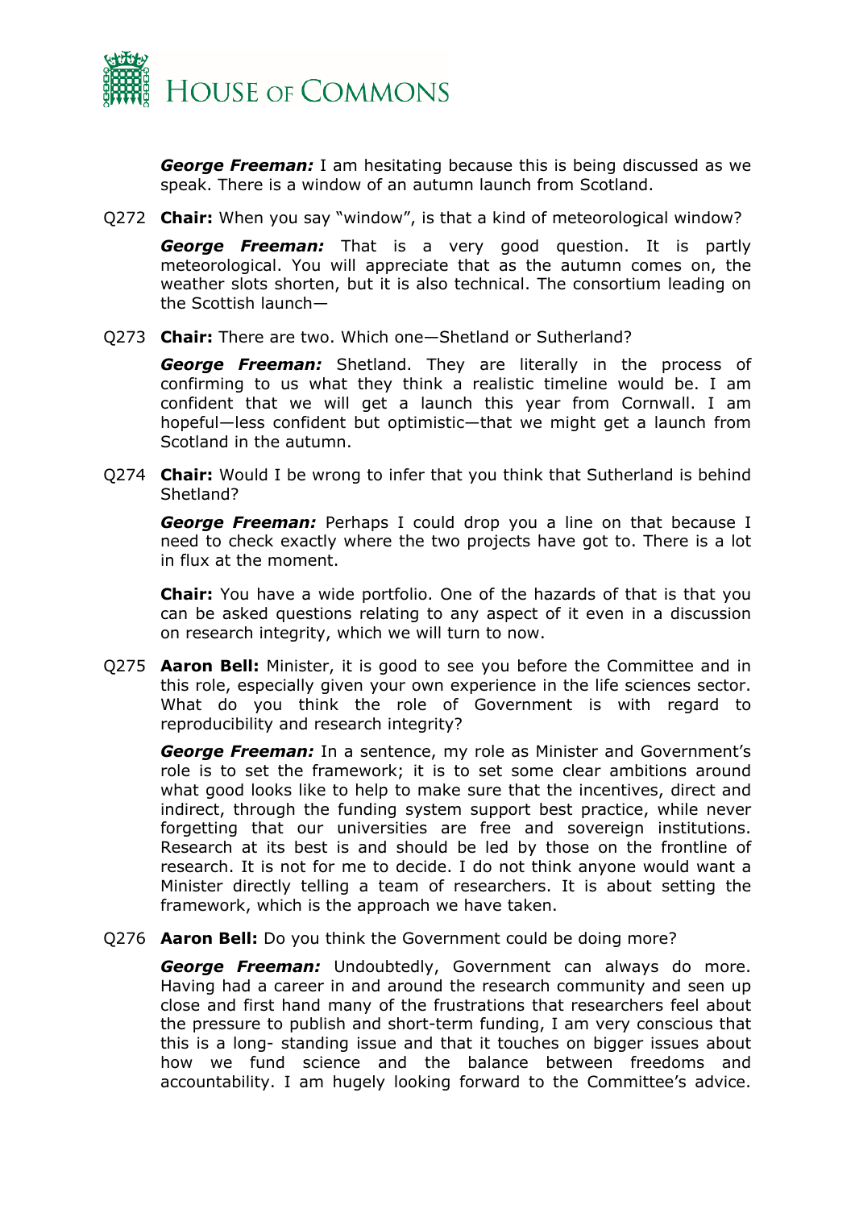***George Freeman:*** I am hesitating because this is being discussed as we speak. There is a window of an autumn launch from Scotland.

Q272 **Chair:** When you say "window", is that a kind of meteorological window?

***George Freeman:*** That is a very good question. It is partly meteorological. You will appreciate that as the autumn comes on, the weather slots shorten, but it is also technical. The consortium leading on the Scottish launch—

Q273 **Chair:** There are two. Which one—Shetland or Sutherland?

***George Freeman:*** Shetland. They are literally in the process of confirming to us what they think a realistic timeline would be. I am confident that we will get a launch this year from Cornwall. I am hopeful—less confident but optimistic—that we might get a launch from Scotland in the autumn.

Q274 **Chair:** Would I be wrong to infer that you think that Sutherland is behind Shetland?

***George Freeman:*** Perhaps I could drop you a line on that because I need to check exactly where the two projects have got to. There is a lot in flux at the moment.

**Chair:** You have a wide portfolio. One of the hazards of that is that you can be asked questions relating to any aspect of it even in a discussion on research integrity, which we will turn to now.

Q275 **Aaron Bell:** Minister, it is good to see you before the Committee and in this role, especially given your own experience in the life sciences sector. What do you think the role of Government is with regard to reproducibility and research integrity?

***George Freeman:*** In a sentence, my role as Minister and Government's role is to set the framework; it is to set some clear ambitions around what good looks like to help to make sure that the incentives, direct and indirect, through the funding system support best practice, while never forgetting that our universities are free and sovereign institutions. Research at its best is and should be led by those on the frontline of research. It is not for me to decide. I do not think anyone would want a Minister directly telling a team of researchers. It is about setting the framework, which is the approach we have taken.

Q276 **Aaron Bell:** Do you think the Government could be doing more?

***George Freeman:*** Undoubtedly, Government can always do more. Having had a career in and around the research community and seen up close and first hand many of the frustrations that researchers feel about the pressure to publish and short-term funding, I am very conscious that this is a long- standing issue and that it touches on bigger issues about how we fund science and the balance between freedoms and accountability. I am hugely looking forward to the Committee's advice.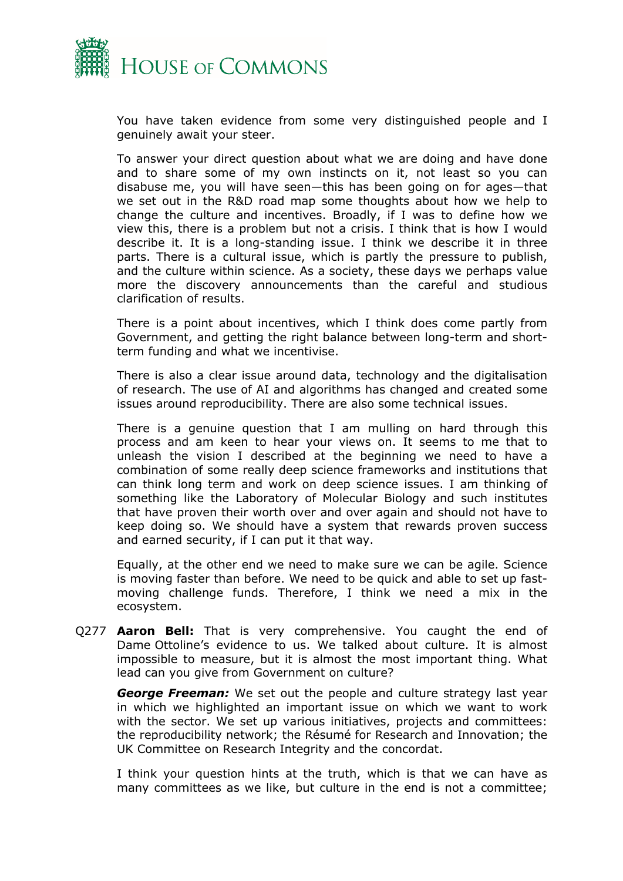You have taken evidence from some very distinguished people and I genuinely await your steer.

To answer your direct question about what we are doing and have done and to share some of my own instincts on it, not least so you can disabuse me, you will have seen—this has been going on for ages—that we set out in the R&D road map some thoughts about how we help to change the culture and incentives. Broadly, if I was to define how we view this, there is a problem but not a crisis. I think that is how I would describe it. It is a long-standing issue. I think we describe it in three parts. There is a cultural issue, which is partly the pressure to publish, and the culture within science. As a society, these days we perhaps value more the discovery announcements than the careful and studious clarification of results.

There is a point about incentives, which I think does come partly from Government, and getting the right balance between long-term and short-term funding and what we incentivise.

There is also a clear issue around data, technology and the digitalisation of research. The use of AI and algorithms has changed and created some issues around reproducibility. There are also some technical issues.

There is a genuine question that I am mulling on hard through this process and am keen to hear your views on. It seems to me that to unleash the vision I described at the beginning we need to have a combination of some really deep science frameworks and institutions that can think long term and work on deep science issues. I am thinking of something like the Laboratory of Molecular Biology and such institutes that have proven their worth over and over again and should not have to keep doing so. We should have a system that rewards proven success and earned security, if I can put it that way.

Equally, at the other end we need to make sure we can be agile. Science is moving faster than before. We need to be quick and able to set up fast-moving challenge funds. Therefore, I think we need a mix in the ecosystem.

Q277 **Aaron Bell:** That is very comprehensive. You caught the end of Dame Ottoline's evidence to us. We talked about culture. It is almost impossible to measure, but it is almost the most important thing. What lead can you give from Government on culture?

***George Freeman:*** We set out the people and culture strategy last year in which we highlighted an important issue on which we want to work with the sector. We set up various initiatives, projects and committees: the reproducibility network; the Résumé for Research and Innovation; the UK Committee on Research Integrity and the concordat.

I think your question hints at the truth, which is that we can have as many committees as we like, but culture in the end is not a committee;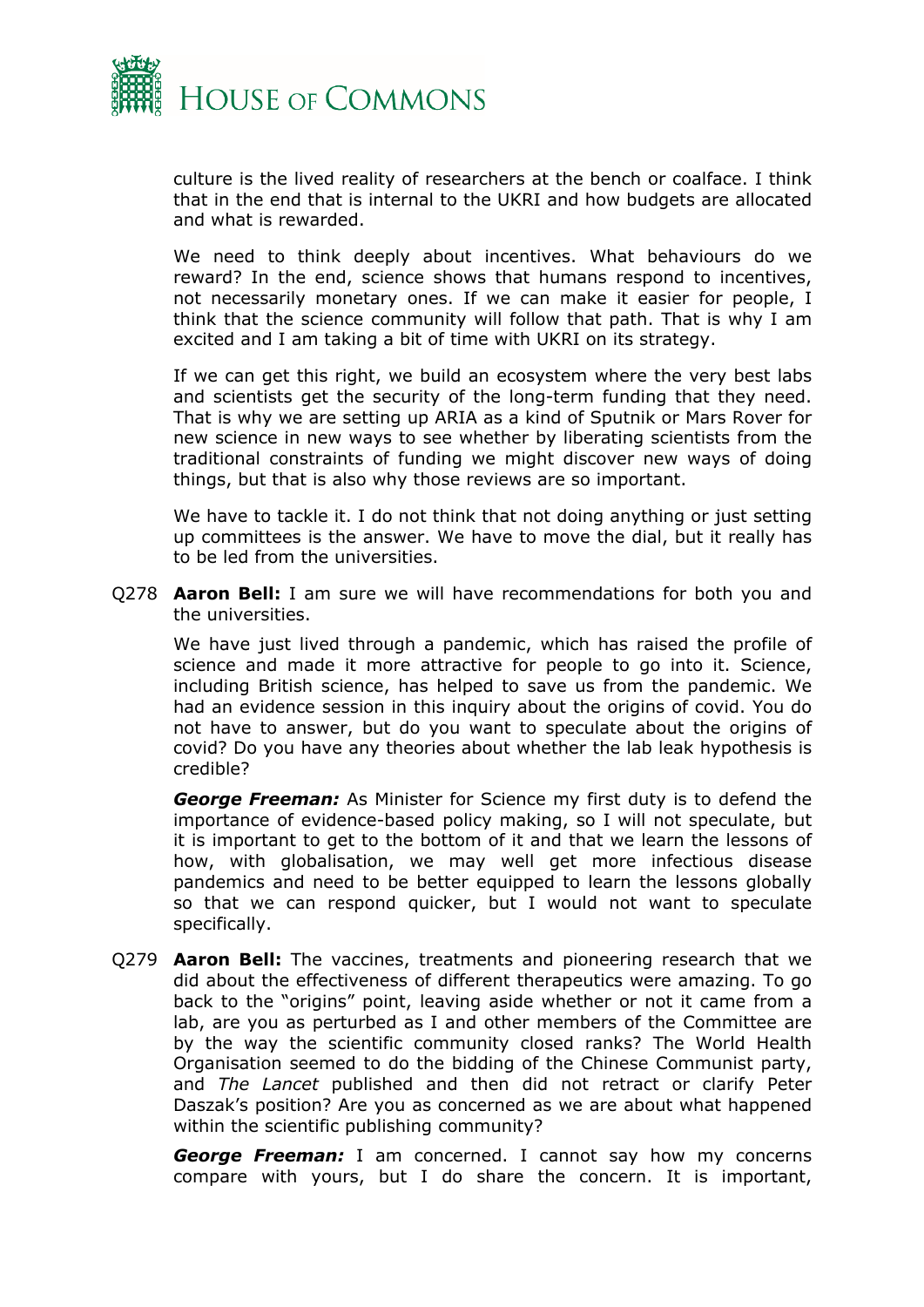culture is the lived reality of researchers at the bench or coalface. I think that in the end that is internal to the UKRI and how budgets are allocated and what is rewarded.

We need to think deeply about incentives. What behaviours do we reward? In the end, science shows that humans respond to incentives, not necessarily monetary ones. If we can make it easier for people, I think that the science community will follow that path. That is why I am excited and I am taking a bit of time with UKRI on its strategy.

If we can get this right, we build an ecosystem where the very best labs and scientists get the security of the long-term funding that they need. That is why we are setting up ARIA as a kind of Sputnik or Mars Rover for new science in new ways to see whether by liberating scientists from the traditional constraints of funding we might discover new ways of doing things, but that is also why those reviews are so important.

We have to tackle it. I do not think that not doing anything or just setting up committees is the answer. We have to move the dial, but it really has to be led from the universities.

Q278 **Aaron Bell:** I am sure we will have recommendations for both you and the universities.

We have just lived through a pandemic, which has raised the profile of science and made it more attractive for people to go into it. Science, including British science, has helped to save us from the pandemic. We had an evidence session in this inquiry about the origins of covid. You do not have to answer, but do you want to speculate about the origins of covid? Do you have any theories about whether the lab leak hypothesis is credible?

***George Freeman:*** As Minister for Science my first duty is to defend the importance of evidence-based policy making, so I will not speculate, but it is important to get to the bottom of it and that we learn the lessons of how, with globalisation, we may well get more infectious disease pandemics and need to be better equipped to learn the lessons globally so that we can respond quicker, but I would not want to speculate specifically.

Q279 **Aaron Bell:** The vaccines, treatments and pioneering research that we did about the effectiveness of different therapeutics were amazing. To go back to the "origins" point, leaving aside whether or not it came from a lab, are you as perturbed as I and other members of the Committee are by the way the scientific community closed ranks? The World Health Organisation seemed to do the bidding of the Chinese Communist party, and *The Lancet* published and then did not retract or clarify Peter Daszak's position? Are you as concerned as we are about what happened within the scientific publishing community?

***George Freeman:*** I am concerned. I cannot say how my concerns compare with yours, but I do share the concern. It is important,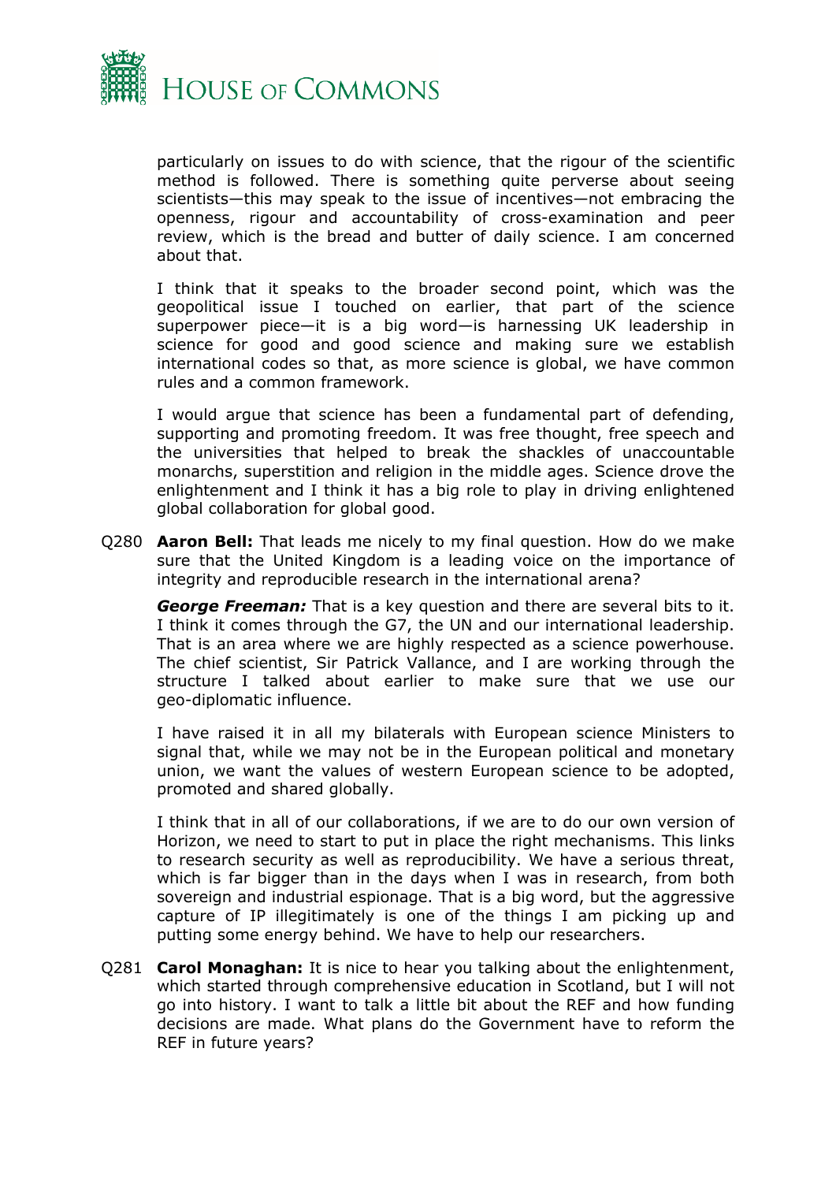particularly on issues to do with science, that the rigour of the scientific method is followed. There is something quite perverse about seeing scientists—this may speak to the issue of incentives—not embracing the openness, rigour and accountability of cross-examination and peer review, which is the bread and butter of daily science. I am concerned about that.

I think that it speaks to the broader second point, which was the geopolitical issue I touched on earlier, that part of the science superpower piece—it is a big word—is harnessing UK leadership in science for good and good science and making sure we establish international codes so that, as more science is global, we have common rules and a common framework.

I would argue that science has been a fundamental part of defending, supporting and promoting freedom. It was free thought, free speech and the universities that helped to break the shackles of unaccountable monarchs, superstition and religion in the middle ages. Science drove the enlightenment and I think it has a big role to play in driving enlightened global collaboration for global good.

Q280 **Aaron Bell:** That leads me nicely to my final question. How do we make sure that the United Kingdom is a leading voice on the importance of integrity and reproducible research in the international arena?

***George Freeman:*** That is a key question and there are several bits to it. I think it comes through the G7, the UN and our international leadership. That is an area where we are highly respected as a science powerhouse. The chief scientist, Sir Patrick Vallance, and I are working through the structure I talked about earlier to make sure that we use our geo-diplomatic influence.

I have raised it in all my bilaterals with European science Ministers to signal that, while we may not be in the European political and monetary union, we want the values of western European science to be adopted, promoted and shared globally.

I think that in all of our collaborations, if we are to do our own version of Horizon, we need to start to put in place the right mechanisms. This links to research security as well as reproducibility. We have a serious threat, which is far bigger than in the days when I was in research, from both sovereign and industrial espionage. That is a big word, but the aggressive capture of IP illegitimately is one of the things I am picking up and putting some energy behind. We have to help our researchers.

Q281 **Carol Monaghan:** It is nice to hear you talking about the enlightenment, which started through comprehensive education in Scotland, but I will not go into history. I want to talk a little bit about the REF and how funding decisions are made. What plans do the Government have to reform the REF in future years?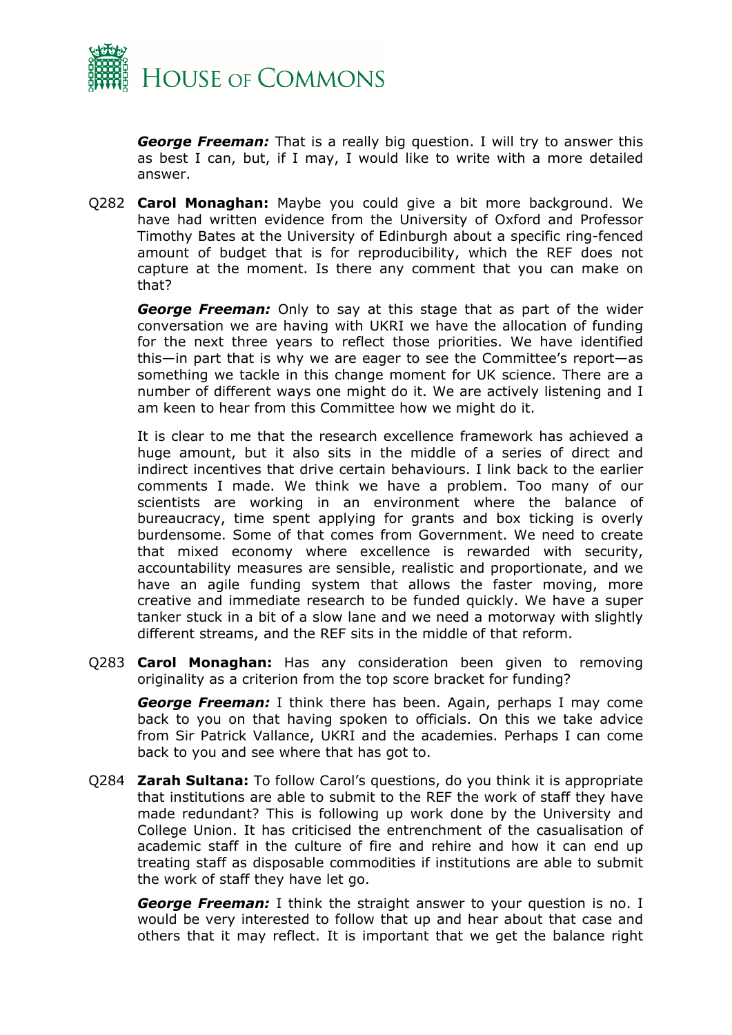***George Freeman:*** That is a really big question. I will try to answer this as best I can, but, if I may, I would like to write with a more detailed answer.

Q282 **Carol Monaghan:** Maybe you could give a bit more background. We have had written evidence from the University of Oxford and Professor Timothy Bates at the University of Edinburgh about a specific ring-fenced amount of budget that is for reproducibility, which the REF does not capture at the moment. Is there any comment that you can make on that?

***George Freeman:*** Only to say at this stage that as part of the wider conversation we are having with UKRI we have the allocation of funding for the next three years to reflect those priorities. We have identified this—in part that is why we are eager to see the Committee's report—as something we tackle in this change moment for UK science. There are a number of different ways one might do it. We are actively listening and I am keen to hear from this Committee how we might do it.

It is clear to me that the research excellence framework has achieved a huge amount, but it also sits in the middle of a series of direct and indirect incentives that drive certain behaviours. I link back to the earlier comments I made. We think we have a problem. Too many of our scientists are working in an environment where the balance of bureaucracy, time spent applying for grants and box ticking is overly burdensome. Some of that comes from Government. We need to create that mixed economy where excellence is rewarded with security, accountability measures are sensible, realistic and proportionate, and we have an agile funding system that allows the faster moving, more creative and immediate research to be funded quickly. We have a super tanker stuck in a bit of a slow lane and we need a motorway with slightly different streams, and the REF sits in the middle of that reform.

Q283 **Carol Monaghan:** Has any consideration been given to removing originality as a criterion from the top score bracket for funding?

***George Freeman:*** I think there has been. Again, perhaps I may come back to you on that having spoken to officials. On this we take advice from Sir Patrick Vallance, UKRI and the academies. Perhaps I can come back to you and see where that has got to.

Q284 **Zarah Sultana:** To follow Carol's questions, do you think it is appropriate that institutions are able to submit to the REF the work of staff they have made redundant? This is following up work done by the University and College Union. It has criticised the entrenchment of the casualisation of academic staff in the culture of fire and rehire and how it can end up treating staff as disposable commodities if institutions are able to submit the work of staff they have let go.

***George Freeman:*** I think the straight answer to your question is no. I would be very interested to follow that up and hear about that case and others that it may reflect. It is important that we get the balance right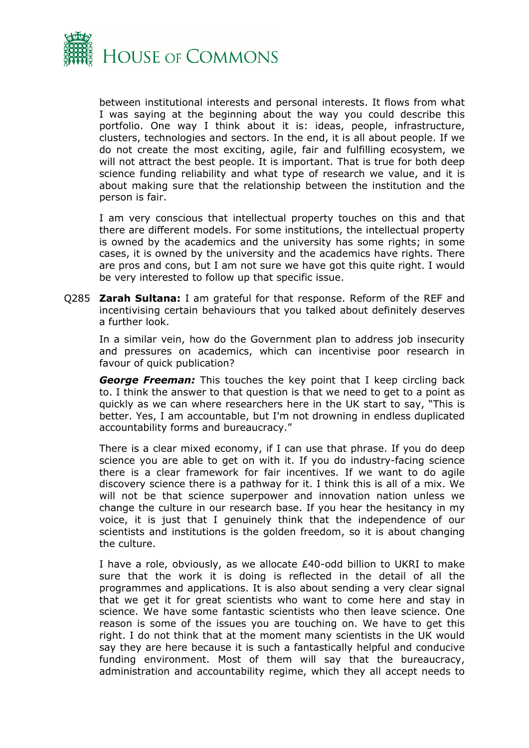between institutional interests and personal interests. It flows from what I was saying at the beginning about the way you could describe this portfolio. One way I think about it is: ideas, people, infrastructure, clusters, technologies and sectors. In the end, it is all about people. If we do not create the most exciting, agile, fair and fulfilling ecosystem, we will not attract the best people. It is important. That is true for both deep science funding reliability and what type of research we value, and it is about making sure that the relationship between the institution and the person is fair.

I am very conscious that intellectual property touches on this and that there are different models. For some institutions, the intellectual property is owned by the academics and the university has some rights; in some cases, it is owned by the university and the academics have rights. There are pros and cons, but I am not sure we have got this quite right. I would be very interested to follow up that specific issue.

Q285 **Zarah Sultana:** I am grateful for that response. Reform of the REF and incentivising certain behaviours that you talked about definitely deserves a further look.

In a similar vein, how do the Government plan to address job insecurity and pressures on academics, which can incentivise poor research in favour of quick publication?

***George Freeman:*** This touches the key point that I keep circling back to. I think the answer to that question is that we need to get to a point as quickly as we can where researchers here in the UK start to say, "This is better. Yes, I am accountable, but I'm not drowning in endless duplicated accountability forms and bureaucracy."

There is a clear mixed economy, if I can use that phrase. If you do deep science you are able to get on with it. If you do industry-facing science there is a clear framework for fair incentives. If we want to do agile discovery science there is a pathway for it. I think this is all of a mix. We will not be that science superpower and innovation nation unless we change the culture in our research base. If you hear the hesitancy in my voice, it is just that I genuinely think that the independence of our scientists and institutions is the golden freedom, so it is about changing the culture.

I have a role, obviously, as we allocate £40-odd billion to UKRI to make sure that the work it is doing is reflected in the detail of all the programmes and applications. It is also about sending a very clear signal that we get it for great scientists who want to come here and stay in science. We have some fantastic scientists who then leave science. One reason is some of the issues you are touching on. We have to get this right. I do not think that at the moment many scientists in the UK would say they are here because it is such a fantastically helpful and conducive funding environment. Most of them will say that the bureaucracy, administration and accountability regime, which they all accept needs to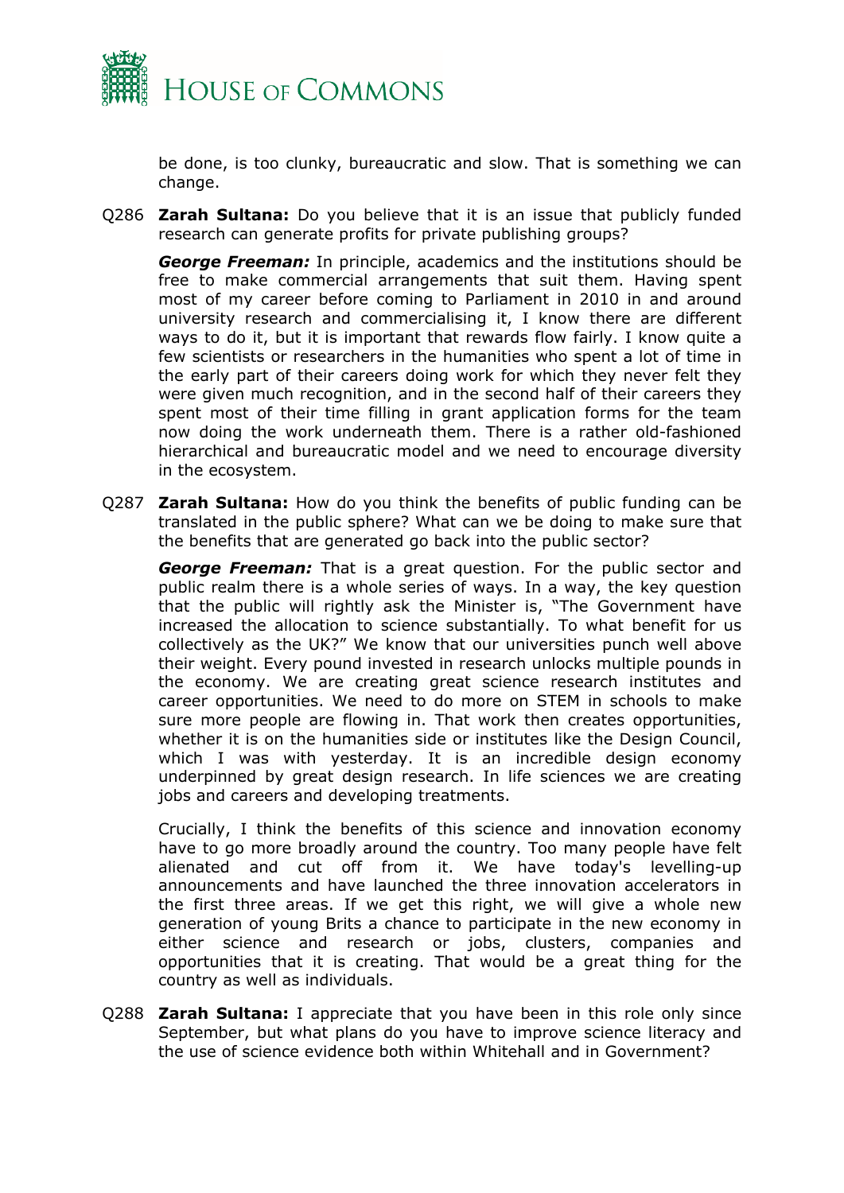be done, is too clunky, bureaucratic and slow. That is something we can change.

Q286 **Zarah Sultana:** Do you believe that it is an issue that publicly funded research can generate profits for private publishing groups?

***George Freeman:*** In principle, academics and the institutions should be free to make commercial arrangements that suit them. Having spent most of my career before coming to Parliament in 2010 in and around university research and commercialising it, I know there are different ways to do it, but it is important that rewards flow fairly. I know quite a few scientists or researchers in the humanities who spent a lot of time in the early part of their careers doing work for which they never felt they were given much recognition, and in the second half of their careers they spent most of their time filling in grant application forms for the team now doing the work underneath them. There is a rather old-fashioned hierarchical and bureaucratic model and we need to encourage diversity in the ecosystem.

Q287 **Zarah Sultana:** How do you think the benefits of public funding can be translated in the public sphere? What can we be doing to make sure that the benefits that are generated go back into the public sector?

***George Freeman:*** That is a great question. For the public sector and public realm there is a whole series of ways. In a way, the key question that the public will rightly ask the Minister is, "The Government have increased the allocation to science substantially. To what benefit for us collectively as the UK?" We know that our universities punch well above their weight. Every pound invested in research unlocks multiple pounds in the economy. We are creating great science research institutes and career opportunities. We need to do more on STEM in schools to make sure more people are flowing in. That work then creates opportunities, whether it is on the humanities side or institutes like the Design Council, which I was with yesterday. It is an incredible design economy underpinned by great design research. In life sciences we are creating jobs and careers and developing treatments.

Crucially, I think the benefits of this science and innovation economy have to go more broadly around the country. Too many people have felt alienated and cut off from it. We have today's levelling-up announcements and have launched the three innovation accelerators in the first three areas. If we get this right, we will give a whole new generation of young Brits a chance to participate in the new economy in either science and research or jobs, clusters, companies and opportunities that it is creating. That would be a great thing for the country as well as individuals.

Q288 **Zarah Sultana:** I appreciate that you have been in this role only since September, but what plans do you have to improve science literacy and the use of science evidence both within Whitehall and in Government?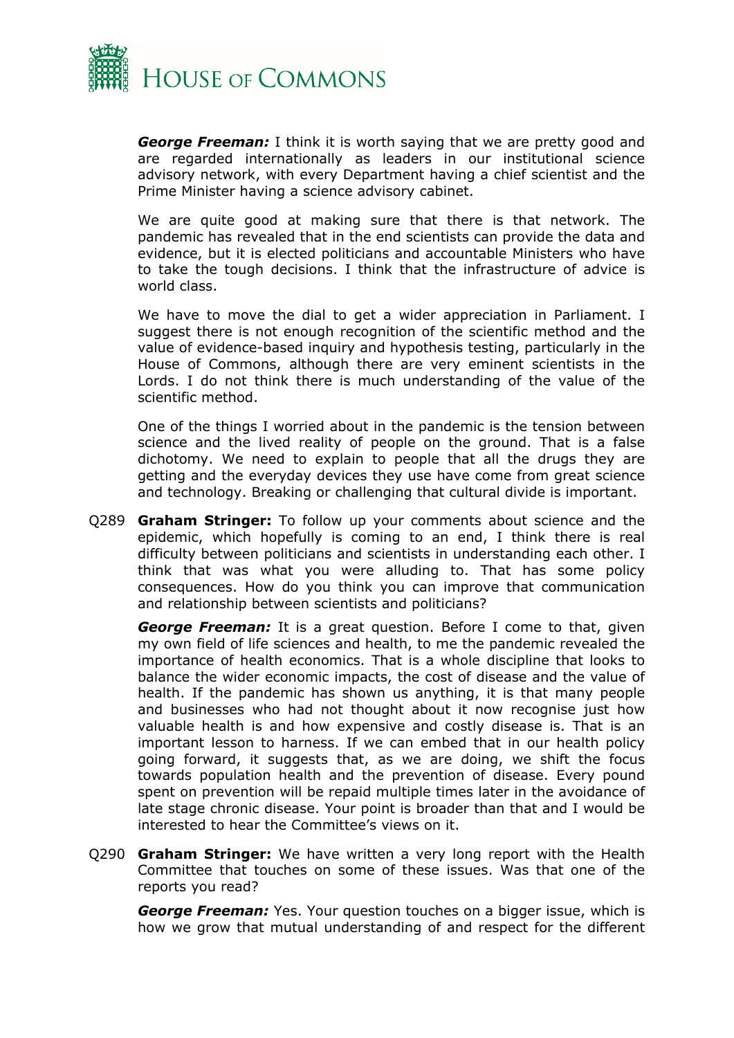***George Freeman:*** I think it is worth saying that we are pretty good and are regarded internationally as leaders in our institutional science advisory network, with every Department having a chief scientist and the Prime Minister having a science advisory cabinet.

We are quite good at making sure that there is that network. The pandemic has revealed that in the end scientists can provide the data and evidence, but it is elected politicians and accountable Ministers who have to take the tough decisions. I think that the infrastructure of advice is world class.

We have to move the dial to get a wider appreciation in Parliament. I suggest there is not enough recognition of the scientific method and the value of evidence-based inquiry and hypothesis testing, particularly in the House of Commons, although there are very eminent scientists in the Lords. I do not think there is much understanding of the value of the scientific method.

One of the things I worried about in the pandemic is the tension between science and the lived reality of people on the ground. That is a false dichotomy. We need to explain to people that all the drugs they are getting and the everyday devices they use have come from great science and technology. Breaking or challenging that cultural divide is important.

Q289 **Graham Stringer:** To follow up your comments about science and the epidemic, which hopefully is coming to an end, I think there is real difficulty between politicians and scientists in understanding each other. I think that was what you were alluding to. That has some policy consequences. How do you think you can improve that communication and relationship between scientists and politicians?

***George Freeman:*** It is a great question. Before I come to that, given my own field of life sciences and health, to me the pandemic revealed the importance of health economics. That is a whole discipline that looks to balance the wider economic impacts, the cost of disease and the value of health. If the pandemic has shown us anything, it is that many people and businesses who had not thought about it now recognise just how valuable health is and how expensive and costly disease is. That is an important lesson to harness. If we can embed that in our health policy going forward, it suggests that, as we are doing, we shift the focus towards population health and the prevention of disease. Every pound spent on prevention will be repaid multiple times later in the avoidance of late stage chronic disease. Your point is broader than that and I would be interested to hear the Committee's views on it.

Q290 **Graham Stringer:** We have written a very long report with the Health Committee that touches on some of these issues. Was that one of the reports you read?

***George Freeman:*** Yes. Your question touches on a bigger issue, which is how we grow that mutual understanding of and respect for the different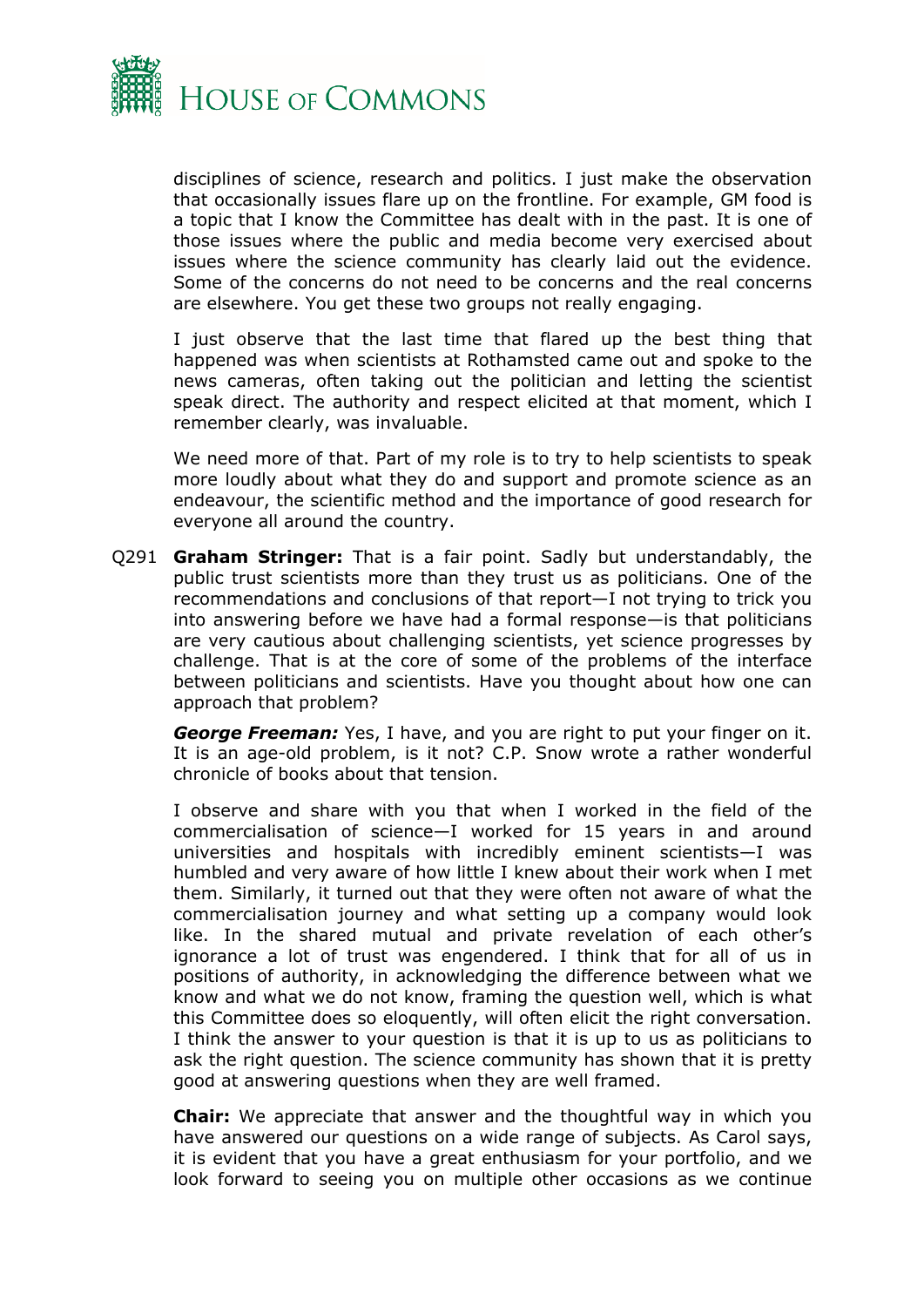disciplines of science, research and politics. I just make the observation that occasionally issues flare up on the frontline. For example, GM food is a topic that I know the Committee has dealt with in the past. It is one of those issues where the public and media become very exercised about issues where the science community has clearly laid out the evidence. Some of the concerns do not need to be concerns and the real concerns are elsewhere. You get these two groups not really engaging.

I just observe that the last time that flared up the best thing that happened was when scientists at Rothamsted came out and spoke to the news cameras, often taking out the politician and letting the scientist speak direct. The authority and respect elicited at that moment, which I remember clearly, was invaluable.

We need more of that. Part of my role is to try to help scientists to speak more loudly about what they do and support and promote science as an endeavour, the scientific method and the importance of good research for everyone all around the country.

Q291 **Graham Stringer:** That is a fair point. Sadly but understandably, the public trust scientists more than they trust us as politicians. One of the recommendations and conclusions of that report—I not trying to trick you into answering before we have had a formal response—is that politicians are very cautious about challenging scientists, yet science progresses by challenge. That is at the core of some of the problems of the interface between politicians and scientists. Have you thought about how one can approach that problem?

***George Freeman:*** Yes, I have, and you are right to put your finger on it. It is an age-old problem, is it not? C.P. Snow wrote a rather wonderful chronicle of books about that tension.

I observe and share with you that when I worked in the field of the commercialisation of science—I worked for 15 years in and around universities and hospitals with incredibly eminent scientists—I was humbled and very aware of how little I knew about their work when I met them. Similarly, it turned out that they were often not aware of what the commercialisation journey and what setting up a company would look like. In the shared mutual and private revelation of each other's ignorance a lot of trust was engendered. I think that for all of us in positions of authority, in acknowledging the difference between what we know and what we do not know, framing the question well, which is what this Committee does so eloquently, will often elicit the right conversation. I think the answer to your question is that it is up to us as politicians to ask the right question. The science community has shown that it is pretty good at answering questions when they are well framed.

**Chair:** We appreciate that answer and the thoughtful way in which you have answered our questions on a wide range of subjects. As Carol says, it is evident that you have a great enthusiasm for your portfolio, and we look forward to seeing you on multiple other occasions as we continue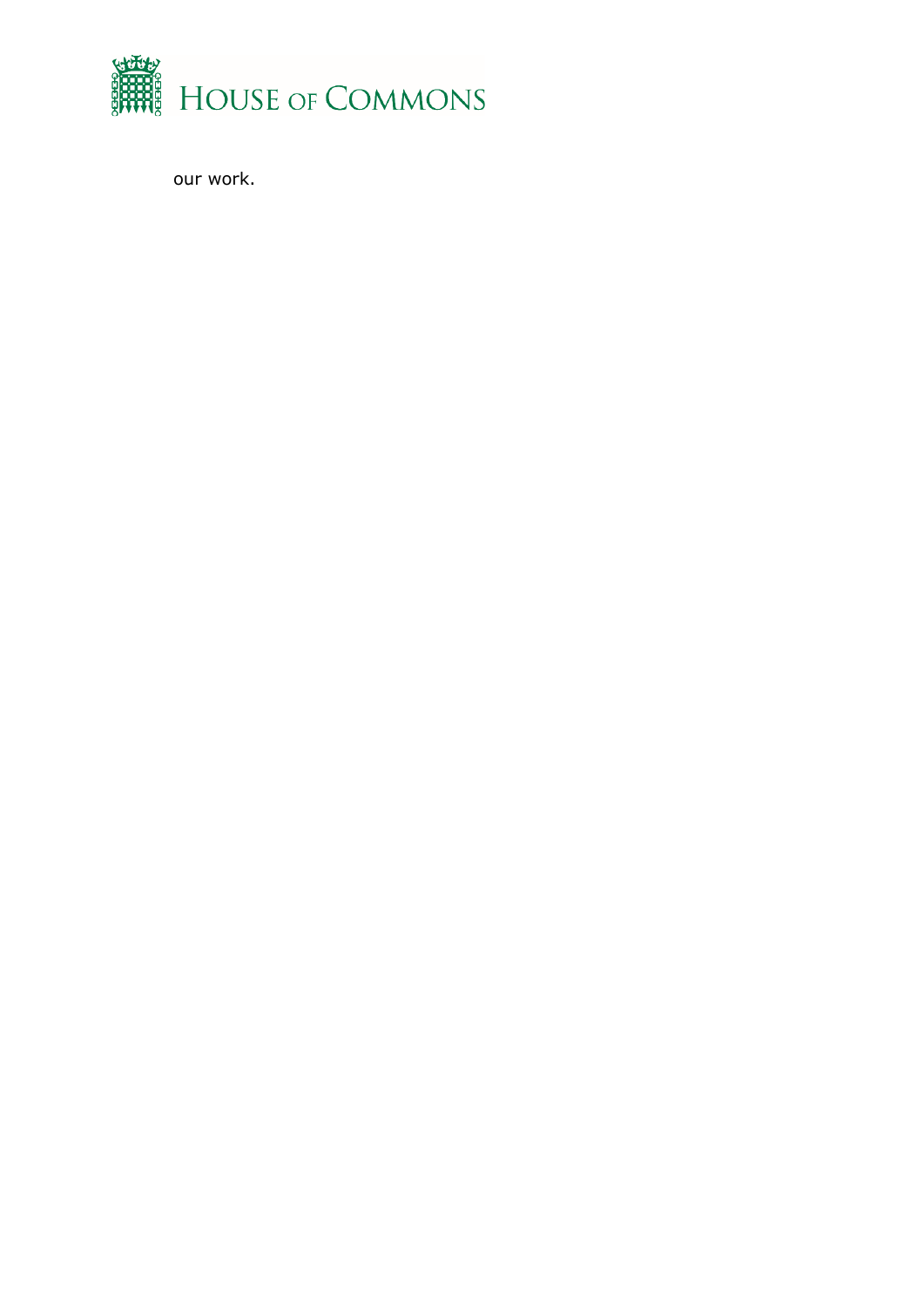our work.